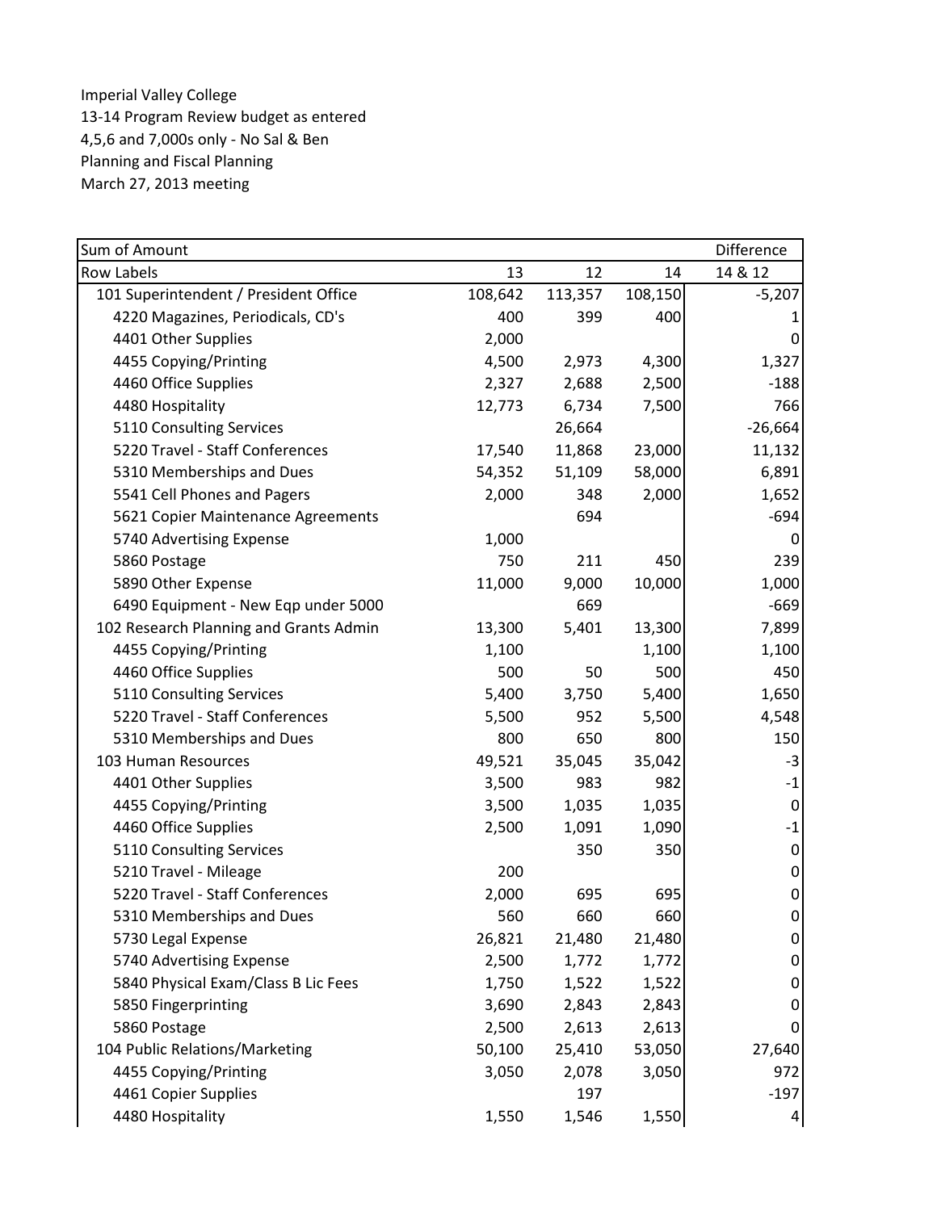Imperial Valley College
13-14 Program Review budget as entered
4,5,6 and 7,000s only - No Sal & Ben
Planning and Fiscal Planning
March 27, 2013 meeting

| Sum of Amount | | | | Difference |
|---|---|---|---|---|
| Row Labels | 13 | 12 | 14 | 14 & 12 |
| 101 Superintendent / President Office | 108,642 | 113,357 | 108,150 | -5,207 |
| 4220 Magazines, Periodicals, CD's | 400 | 399 | 400 | 1 |
| 4401 Other Supplies | 2,000 | | | 0 |
| 4455 Copying/Printing | 4,500 | 2,973 | 4,300 | 1,327 |
| 4460 Office Supplies | 2,327 | 2,688 | 2,500 | -188 |
| 4480 Hospitality | 12,773 | 6,734 | 7,500 | 766 |
| 5110 Consulting Services | | 26,664 | | -26,664 |
| 5220 Travel - Staff Conferences | 17,540 | 11,868 | 23,000 | 11,132 |
| 5310 Memberships and Dues | 54,352 | 51,109 | 58,000 | 6,891 |
| 5541 Cell Phones and Pagers | 2,000 | 348 | 2,000 | 1,652 |
| 5621 Copier Maintenance Agreements | | 694 | | -694 |
| 5740 Advertising Expense | 1,000 | | | 0 |
| 5860 Postage | 750 | 211 | 450 | 239 |
| 5890 Other Expense | 11,000 | 9,000 | 10,000 | 1,000 |
| 6490 Equipment - New Eqp under 5000 | | 669 | | -669 |
| 102 Research Planning and Grants Admin | 13,300 | 5,401 | 13,300 | 7,899 |
| 4455 Copying/Printing | 1,100 | | 1,100 | 1,100 |
| 4460 Office Supplies | 500 | 50 | 500 | 450 |
| 5110 Consulting Services | 5,400 | 3,750 | 5,400 | 1,650 |
| 5220 Travel - Staff Conferences | 5,500 | 952 | 5,500 | 4,548 |
| 5310 Memberships and Dues | 800 | 650 | 800 | 150 |
| 103 Human Resources | 49,521 | 35,045 | 35,042 | -3 |
| 4401 Other Supplies | 3,500 | 983 | 982 | -1 |
| 4455 Copying/Printing | 3,500 | 1,035 | 1,035 | 0 |
| 4460 Office Supplies | 2,500 | 1,091 | 1,090 | -1 |
| 5110 Consulting Services | | 350 | 350 | 0 |
| 5210 Travel - Mileage | 200 | | | 0 |
| 5220 Travel - Staff Conferences | 2,000 | 695 | 695 | 0 |
| 5310 Memberships and Dues | 560 | 660 | 660 | 0 |
| 5730 Legal Expense | 26,821 | 21,480 | 21,480 | 0 |
| 5740 Advertising Expense | 2,500 | 1,772 | 1,772 | 0 |
| 5840 Physical Exam/Class B Lic Fees | 1,750 | 1,522 | 1,522 | 0 |
| 5850 Fingerprinting | 3,690 | 2,843 | 2,843 | 0 |
| 5860 Postage | 2,500 | 2,613 | 2,613 | 0 |
| 104 Public Relations/Marketing | 50,100 | 25,410 | 53,050 | 27,640 |
| 4455 Copying/Printing | 3,050 | 2,078 | 3,050 | 972 |
| 4461 Copier Supplies | | 197 | | -197 |
| 4480 Hospitality | 1,550 | 1,546 | 1,550 | 4 |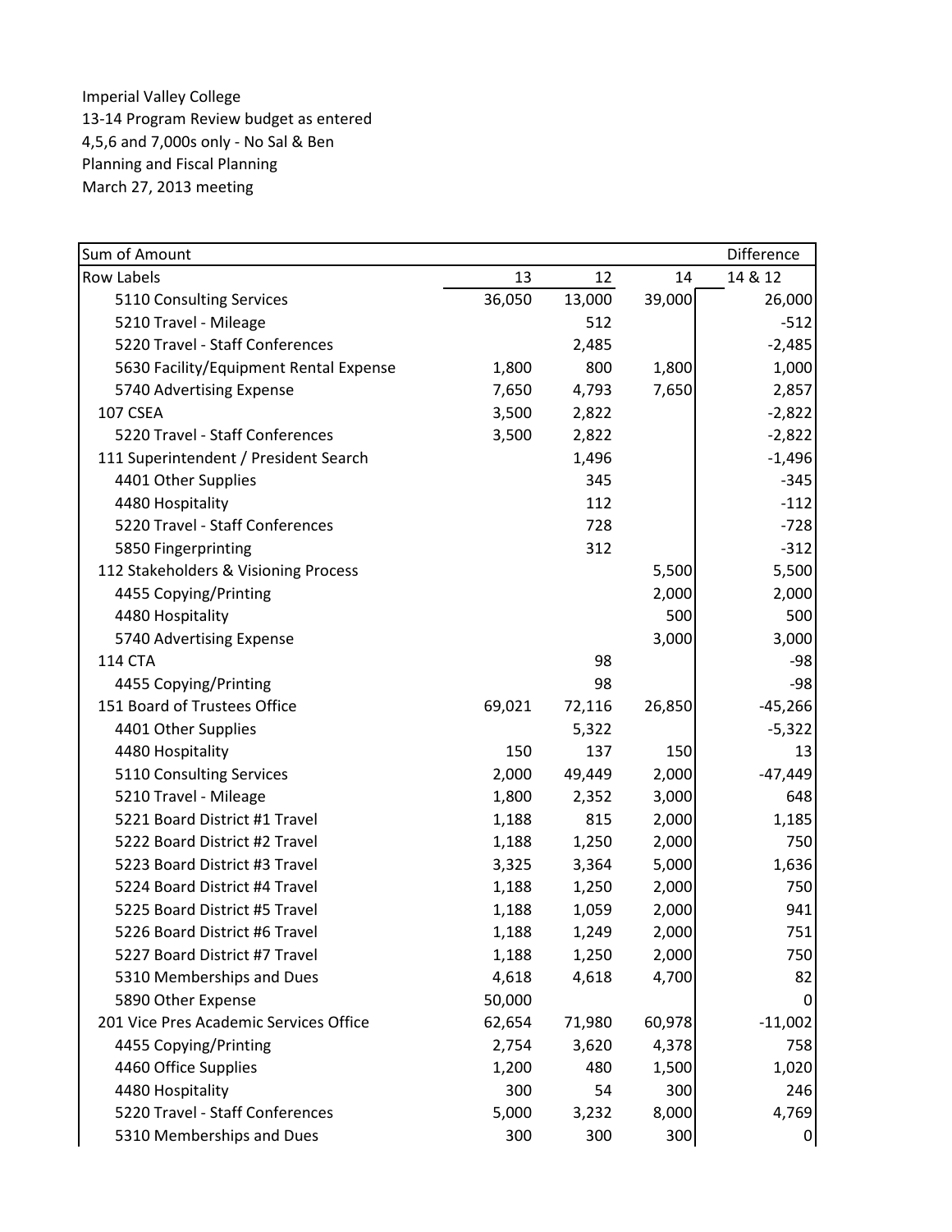Imperial Valley College
13-14 Program Review budget as entered
4,5,6 and 7,000s only - No Sal & Ben
Planning and Fiscal Planning
March 27, 2013 meeting

| Sum of Amount | | | | Difference |
|---|---|---|---|---|
| Row Labels | 13 | 12 | 14 | 14 & 12 |
| 5110 Consulting Services | 36,050 | 13,000 | 39,000 | 26,000 |
| 5210 Travel - Mileage | | 512 | | -512 |
| 5220 Travel - Staff Conferences | | 2,485 | | -2,485 |
| 5630 Facility/Equipment Rental Expense | 1,800 | 800 | 1,800 | 1,000 |
| 5740 Advertising Expense | 7,650 | 4,793 | 7,650 | 2,857 |
| 107 CSEA | 3,500 | 2,822 | | -2,822 |
| 5220 Travel - Staff Conferences | 3,500 | 2,822 | | -2,822 |
| 111 Superintendent / President Search | | 1,496 | | -1,496 |
| 4401 Other Supplies | | 345 | | -345 |
| 4480 Hospitality | | 112 | | -112 |
| 5220 Travel - Staff Conferences | | 728 | | -728 |
| 5850 Fingerprinting | | 312 | | -312 |
| 112 Stakeholders & Visioning Process | | | 5,500 | 5,500 |
| 4455 Copying/Printing | | | 2,000 | 2,000 |
| 4480 Hospitality | | | 500 | 500 |
| 5740 Advertising Expense | | | 3,000 | 3,000 |
| 114 CTA | | 98 | | -98 |
| 4455 Copying/Printing | | 98 | | -98 |
| 151 Board of Trustees Office | 69,021 | 72,116 | 26,850 | -45,266 |
| 4401 Other Supplies | | 5,322 | | -5,322 |
| 4480 Hospitality | 150 | 137 | 150 | 13 |
| 5110 Consulting Services | 2,000 | 49,449 | 2,000 | -47,449 |
| 5210 Travel - Mileage | 1,800 | 2,352 | 3,000 | 648 |
| 5221 Board District #1 Travel | 1,188 | 815 | 2,000 | 1,185 |
| 5222 Board District #2 Travel | 1,188 | 1,250 | 2,000 | 750 |
| 5223 Board District #3 Travel | 3,325 | 3,364 | 5,000 | 1,636 |
| 5224 Board District #4 Travel | 1,188 | 1,250 | 2,000 | 750 |
| 5225 Board District #5 Travel | 1,188 | 1,059 | 2,000 | 941 |
| 5226 Board District #6 Travel | 1,188 | 1,249 | 2,000 | 751 |
| 5227 Board District #7 Travel | 1,188 | 1,250 | 2,000 | 750 |
| 5310 Memberships and Dues | 4,618 | 4,618 | 4,700 | 82 |
| 5890 Other Expense | 50,000 | | | 0 |
| 201 Vice Pres Academic Services Office | 62,654 | 71,980 | 60,978 | -11,002 |
| 4455 Copying/Printing | 2,754 | 3,620 | 4,378 | 758 |
| 4460 Office Supplies | 1,200 | 480 | 1,500 | 1,020 |
| 4480 Hospitality | 300 | 54 | 300 | 246 |
| 5220 Travel - Staff Conferences | 5,000 | 3,232 | 8,000 | 4,769 |
| 5310 Memberships and Dues | 300 | 300 | 300 | 0 |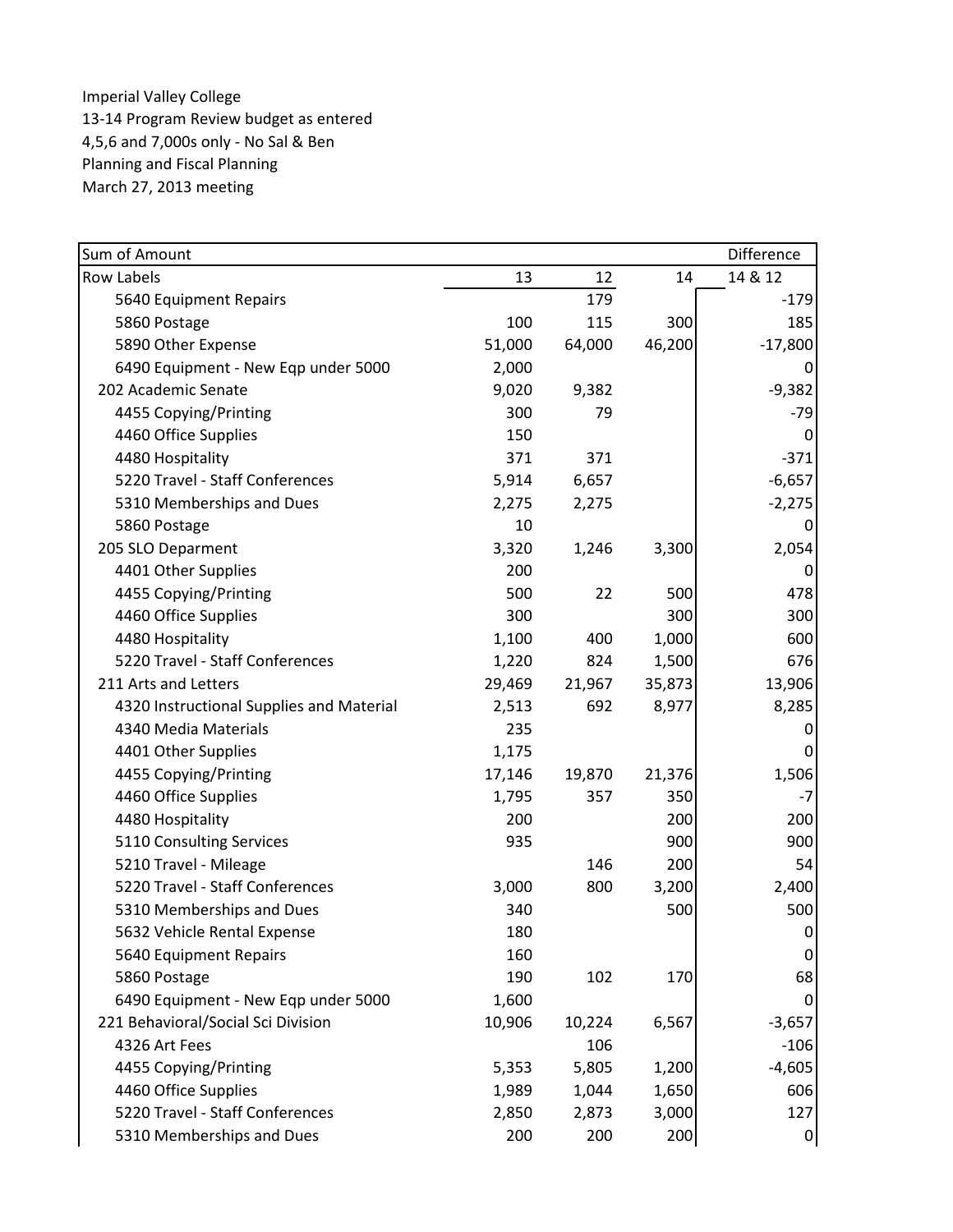Imperial Valley College
13-14 Program Review budget as entered
4,5,6 and 7,000s only - No Sal & Ben
Planning and Fiscal Planning
March 27, 2013 meeting

| Sum of Amount | | | | Difference |
|---|---|---|---|---|
| Row Labels | 13 | 12 | 14 | 14 & 12 |
| 5640 Equipment Repairs | | 179 | | -179 |
| 5860 Postage | 100 | 115 | 300 | 185 |
| 5890 Other Expense | 51,000 | 64,000 | 46,200 | -17,800 |
| 6490 Equipment - New Eqp under 5000 | 2,000 | | | 0 |
| 202 Academic Senate | 9,020 | 9,382 | | -9,382 |
| 4455 Copying/Printing | 300 | 79 | | -79 |
| 4460 Office Supplies | 150 | | | 0 |
| 4480 Hospitality | 371 | 371 | | -371 |
| 5220 Travel - Staff Conferences | 5,914 | 6,657 | | -6,657 |
| 5310 Memberships and Dues | 2,275 | 2,275 | | -2,275 |
| 5860 Postage | 10 | | | 0 |
| 205 SLO Deparment | 3,320 | 1,246 | 3,300 | 2,054 |
| 4401 Other Supplies | 200 | | | 0 |
| 4455 Copying/Printing | 500 | 22 | 500 | 478 |
| 4460 Office Supplies | 300 | | 300 | 300 |
| 4480 Hospitality | 1,100 | 400 | 1,000 | 600 |
| 5220 Travel - Staff Conferences | 1,220 | 824 | 1,500 | 676 |
| 211 Arts and Letters | 29,469 | 21,967 | 35,873 | 13,906 |
| 4320 Instructional Supplies and Material | 2,513 | 692 | 8,977 | 8,285 |
| 4340 Media Materials | 235 | | | 0 |
| 4401 Other Supplies | 1,175 | | | 0 |
| 4455 Copying/Printing | 17,146 | 19,870 | 21,376 | 1,506 |
| 4460 Office Supplies | 1,795 | 357 | 350 | -7 |
| 4480 Hospitality | 200 | | 200 | 200 |
| 5110 Consulting Services | 935 | | 900 | 900 |
| 5210 Travel - Mileage | | 146 | 200 | 54 |
| 5220 Travel - Staff Conferences | 3,000 | 800 | 3,200 | 2,400 |
| 5310 Memberships and Dues | 340 | | 500 | 500 |
| 5632 Vehicle Rental Expense | 180 | | | 0 |
| 5640 Equipment Repairs | 160 | | | 0 |
| 5860 Postage | 190 | 102 | 170 | 68 |
| 6490 Equipment - New Eqp under 5000 | 1,600 | | | 0 |
| 221 Behavioral/Social Sci Division | 10,906 | 10,224 | 6,567 | -3,657 |
| 4326 Art Fees | | 106 | | -106 |
| 4455 Copying/Printing | 5,353 | 5,805 | 1,200 | -4,605 |
| 4460 Office Supplies | 1,989 | 1,044 | 1,650 | 606 |
| 5220 Travel - Staff Conferences | 2,850 | 2,873 | 3,000 | 127 |
| 5310 Memberships and Dues | 200 | 200 | 200 | 0 |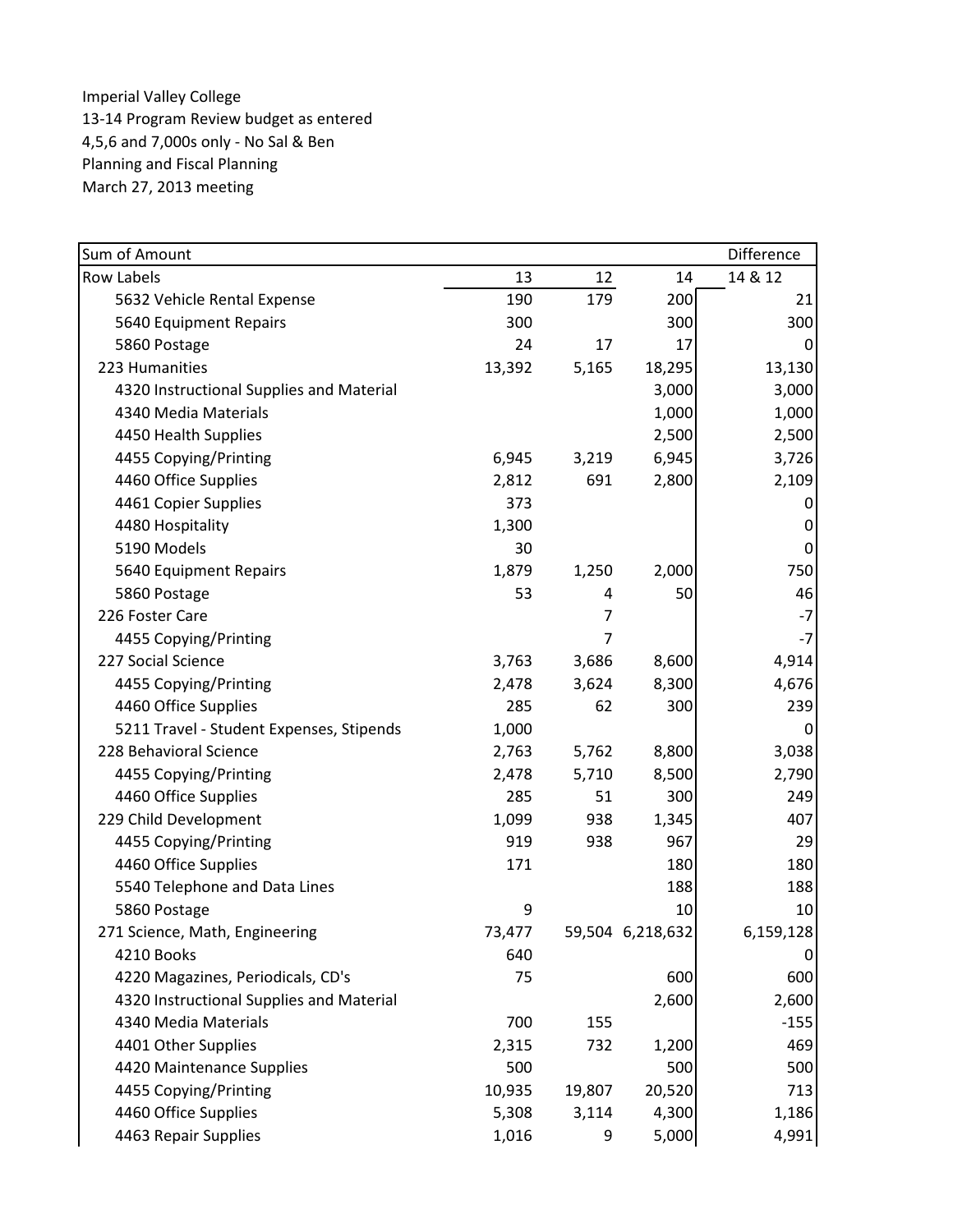Imperial Valley College
13-14 Program Review budget as entered
4,5,6 and 7,000s only - No Sal & Ben
Planning and Fiscal Planning
March 27, 2013 meeting

| Sum of Amount | | | | Difference |
|---|---|---|---|---|
| Row Labels | 13 | 12 | 14 | 14 & 12 |
| 5632 Vehicle Rental Expense | 190 | 179 | 200 | 21 |
| 5640 Equipment Repairs | 300 | | 300 | 300 |
| 5860 Postage | 24 | 17 | 17 | 0 |
| 223 Humanities | 13,392 | 5,165 | 18,295 | 13,130 |
| 4320 Instructional Supplies and Material | | | 3,000 | 3,000 |
| 4340 Media Materials | | | 1,000 | 1,000 |
| 4450 Health Supplies | | | 2,500 | 2,500 |
| 4455 Copying/Printing | 6,945 | 3,219 | 6,945 | 3,726 |
| 4460 Office Supplies | 2,812 | 691 | 2,800 | 2,109 |
| 4461 Copier Supplies | 373 | | | 0 |
| 4480 Hospitality | 1,300 | | | 0 |
| 5190 Models | 30 | | | 0 |
| 5640 Equipment Repairs | 1,879 | 1,250 | 2,000 | 750 |
| 5860 Postage | 53 | 4 | 50 | 46 |
| 226 Foster Care | | 7 | | -7 |
| 4455 Copying/Printing | | 7 | | -7 |
| 227 Social Science | 3,763 | 3,686 | 8,600 | 4,914 |
| 4455 Copying/Printing | 2,478 | 3,624 | 8,300 | 4,676 |
| 4460 Office Supplies | 285 | 62 | 300 | 239 |
| 5211 Travel - Student Expenses, Stipends | 1,000 | | | 0 |
| 228 Behavioral Science | 2,763 | 5,762 | 8,800 | 3,038 |
| 4455 Copying/Printing | 2,478 | 5,710 | 8,500 | 2,790 |
| 4460 Office Supplies | 285 | 51 | 300 | 249 |
| 229 Child Development | 1,099 | 938 | 1,345 | 407 |
| 4455 Copying/Printing | 919 | 938 | 967 | 29 |
| 4460 Office Supplies | 171 | | 180 | 180 |
| 5540 Telephone and Data Lines | | | 188 | 188 |
| 5860 Postage | 9 | | 10 | 10 |
| 271 Science, Math, Engineering | 73,477 | 59,504 | 6,218,632 | 6,159,128 |
| 4210 Books | 640 | | | 0 |
| 4220 Magazines, Periodicals, CD's | 75 | | 600 | 600 |
| 4320 Instructional Supplies and Material | | | 2,600 | 2,600 |
| 4340 Media Materials | 700 | 155 | | -155 |
| 4401 Other Supplies | 2,315 | 732 | 1,200 | 469 |
| 4420 Maintenance Supplies | 500 | | 500 | 500 |
| 4455 Copying/Printing | 10,935 | 19,807 | 20,520 | 713 |
| 4460 Office Supplies | 5,308 | 3,114 | 4,300 | 1,186 |
| 4463 Repair Supplies | 1,016 | 9 | 5,000 | 4,991 |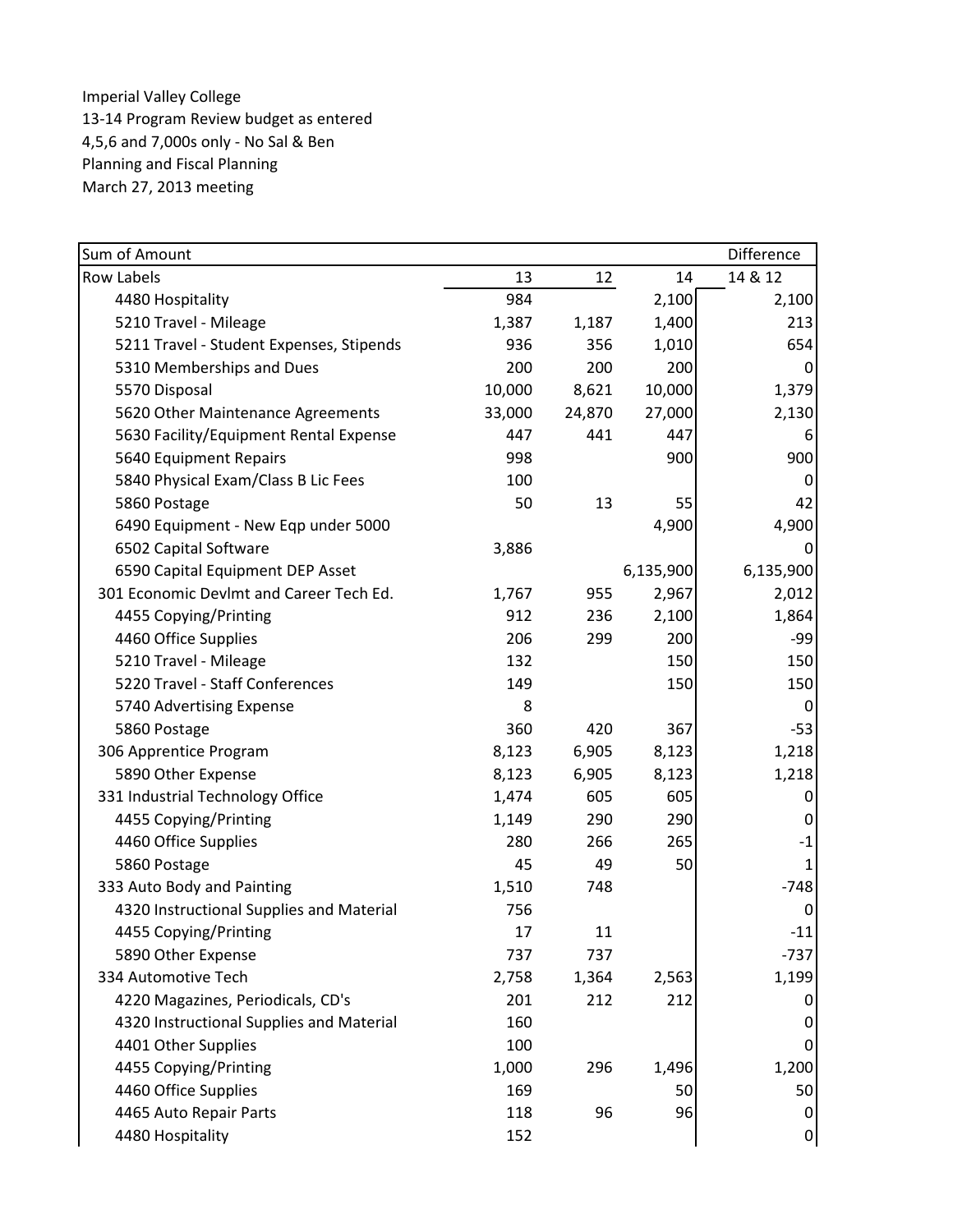Imperial Valley College
13-14 Program Review budget as entered
4,5,6 and 7,000s only - No Sal & Ben
Planning and Fiscal Planning
March 27, 2013 meeting

| Sum of Amount | | | | Difference |
|---|---|---|---|---|
| Row Labels | 13 | 12 | 14 | 14 & 12 |
| 4480 Hospitality | 984 | | 2,100 | 2,100 |
| 5210 Travel - Mileage | 1,387 | 1,187 | 1,400 | 213 |
| 5211 Travel - Student Expenses, Stipends | 936 | 356 | 1,010 | 654 |
| 5310 Memberships and Dues | 200 | 200 | 200 | 0 |
| 5570 Disposal | 10,000 | 8,621 | 10,000 | 1,379 |
| 5620 Other Maintenance Agreements | 33,000 | 24,870 | 27,000 | 2,130 |
| 5630 Facility/Equipment Rental Expense | 447 | 441 | 447 | 6 |
| 5640 Equipment Repairs | 998 | | 900 | 900 |
| 5840 Physical Exam/Class B Lic Fees | 100 | | | 0 |
| 5860 Postage | 50 | 13 | 55 | 42 |
| 6490 Equipment - New Eqp under 5000 | | | 4,900 | 4,900 |
| 6502 Capital Software | 3,886 | | | 0 |
| 6590 Capital Equipment DEP Asset | | | 6,135,900 | 6,135,900 |
| 301 Economic Devlmt and Career Tech Ed. | 1,767 | 955 | 2,967 | 2,012 |
| 4455 Copying/Printing | 912 | 236 | 2,100 | 1,864 |
| 4460 Office Supplies | 206 | 299 | 200 | -99 |
| 5210 Travel - Mileage | 132 | | 150 | 150 |
| 5220 Travel - Staff Conferences | 149 | | 150 | 150 |
| 5740 Advertising Expense | 8 | | | 0 |
| 5860 Postage | 360 | 420 | 367 | -53 |
| 306 Apprentice Program | 8,123 | 6,905 | 8,123 | 1,218 |
| 5890 Other Expense | 8,123 | 6,905 | 8,123 | 1,218 |
| 331 Industrial Technology Office | 1,474 | 605 | 605 | 0 |
| 4455 Copying/Printing | 1,149 | 290 | 290 | 0 |
| 4460 Office Supplies | 280 | 266 | 265 | -1 |
| 5860 Postage | 45 | 49 | 50 | 1 |
| 333 Auto Body and Painting | 1,510 | 748 | | -748 |
| 4320 Instructional Supplies and Material | 756 | | | 0 |
| 4455 Copying/Printing | 17 | 11 | | -11 |
| 5890 Other Expense | 737 | 737 | | -737 |
| 334 Automotive Tech | 2,758 | 1,364 | 2,563 | 1,199 |
| 4220 Magazines, Periodicals, CD's | 201 | 212 | 212 | 0 |
| 4320 Instructional Supplies and Material | 160 | | | 0 |
| 4401 Other Supplies | 100 | | | 0 |
| 4455 Copying/Printing | 1,000 | 296 | 1,496 | 1,200 |
| 4460 Office Supplies | 169 | | 50 | 50 |
| 4465 Auto Repair Parts | 118 | 96 | 96 | 0 |
| 4480 Hospitality | 152 | | | 0 |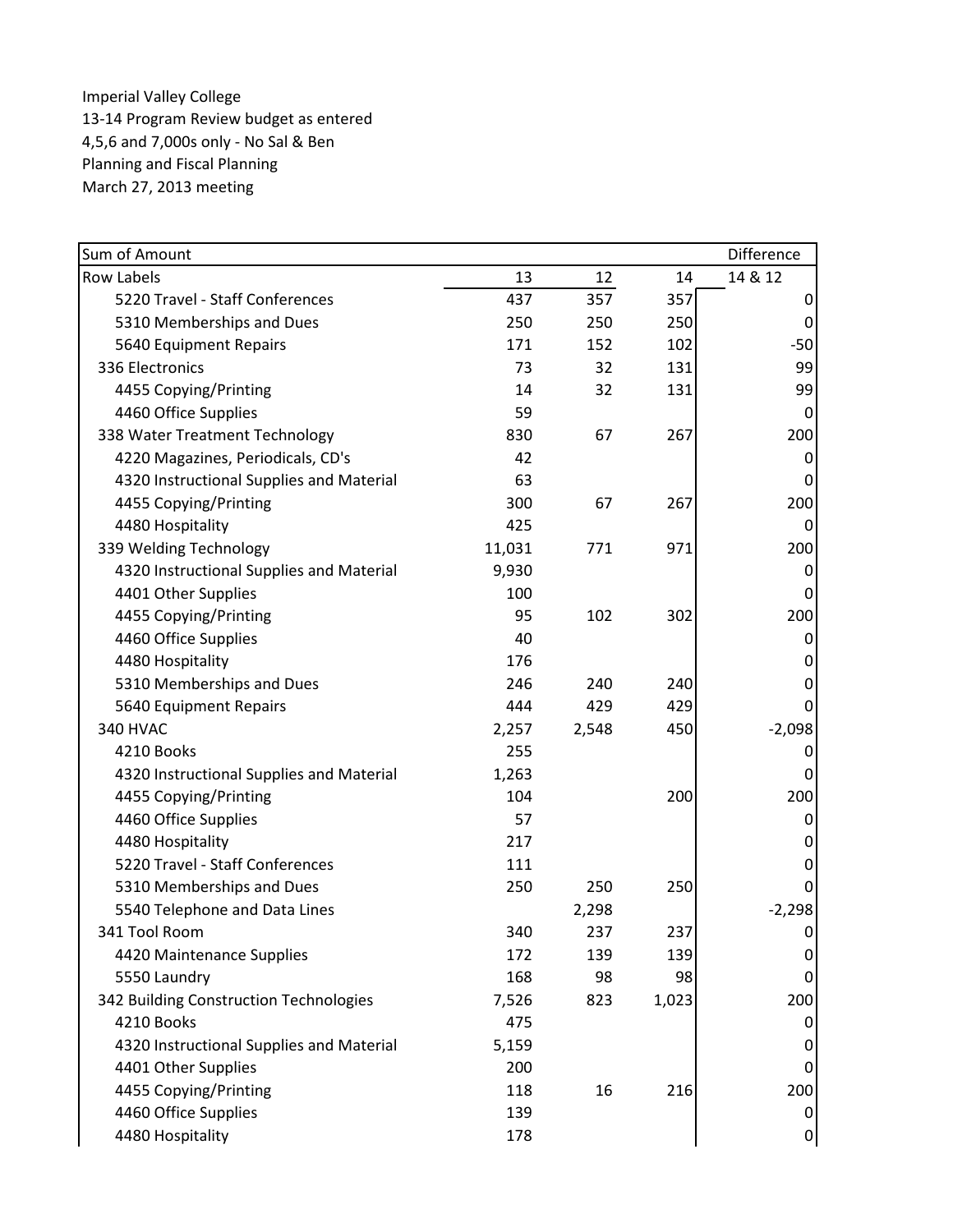Imperial Valley College
13-14 Program Review budget as entered
4,5,6 and 7,000s only - No Sal & Ben
Planning and Fiscal Planning
March 27, 2013 meeting

| Sum of Amount | | | | Difference |
|---|---|---|---|---|
| Row Labels | 13 | 12 | 14 | 14 & 12 |
| 5220 Travel - Staff Conferences | 437 | 357 | 357 | 0 |
| 5310 Memberships and Dues | 250 | 250 | 250 | 0 |
| 5640 Equipment Repairs | 171 | 152 | 102 | -50 |
| 336 Electronics | 73 | 32 | 131 | 99 |
| 4455 Copying/Printing | 14 | 32 | 131 | 99 |
| 4460 Office Supplies | 59 | | | 0 |
| 338 Water Treatment Technology | 830 | 67 | 267 | 200 |
| 4220 Magazines, Periodicals, CD's | 42 | | | 0 |
| 4320 Instructional Supplies and Material | 63 | | | 0 |
| 4455 Copying/Printing | 300 | 67 | 267 | 200 |
| 4480 Hospitality | 425 | | | 0 |
| 339 Welding Technology | 11,031 | 771 | 971 | 200 |
| 4320 Instructional Supplies and Material | 9,930 | | | 0 |
| 4401 Other Supplies | 100 | | | 0 |
| 4455 Copying/Printing | 95 | 102 | 302 | 200 |
| 4460 Office Supplies | 40 | | | 0 |
| 4480 Hospitality | 176 | | | 0 |
| 5310 Memberships and Dues | 246 | 240 | 240 | 0 |
| 5640 Equipment Repairs | 444 | 429 | 429 | 0 |
| 340 HVAC | 2,257 | 2,548 | 450 | -2,098 |
| 4210 Books | 255 | | | 0 |
| 4320 Instructional Supplies and Material | 1,263 | | | 0 |
| 4455 Copying/Printing | 104 | | 200 | 200 |
| 4460 Office Supplies | 57 | | | 0 |
| 4480 Hospitality | 217 | | | 0 |
| 5220 Travel - Staff Conferences | 111 | | | 0 |
| 5310 Memberships and Dues | 250 | 250 | 250 | 0 |
| 5540 Telephone and Data Lines | | 2,298 | | -2,298 |
| 341 Tool Room | 340 | 237 | 237 | 0 |
| 4420 Maintenance Supplies | 172 | 139 | 139 | 0 |
| 5550 Laundry | 168 | 98 | 98 | 0 |
| 342 Building Construction Technologies | 7,526 | 823 | 1,023 | 200 |
| 4210 Books | 475 | | | 0 |
| 4320 Instructional Supplies and Material | 5,159 | | | 0 |
| 4401 Other Supplies | 200 | | | 0 |
| 4455 Copying/Printing | 118 | 16 | 216 | 200 |
| 4460 Office Supplies | 139 | | | 0 |
| 4480 Hospitality | 178 | | | 0 |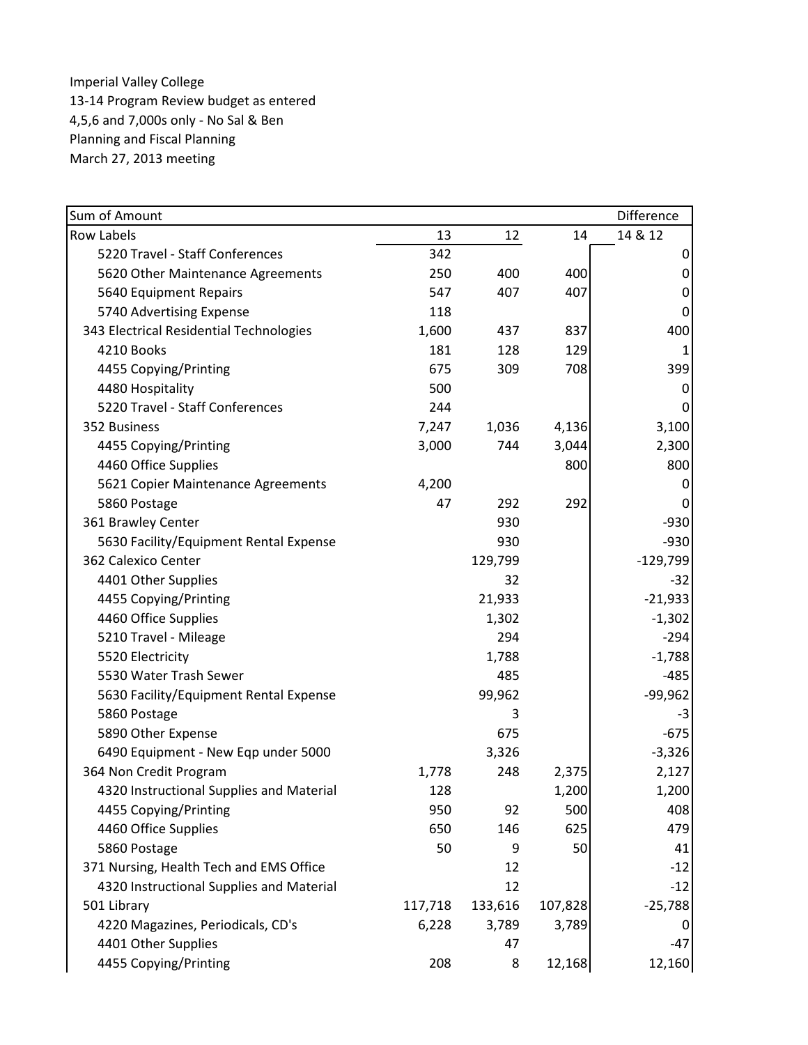Imperial Valley College
13-14 Program Review budget as entered
4,5,6 and 7,000s only - No Sal & Ben
Planning and Fiscal Planning
March 27, 2013 meeting

| Sum of Amount | | | | Difference |
|---|---|---|---|---|
| Row Labels | 13 | 12 | 14 | 14 & 12 |
| 5220 Travel - Staff Conferences | 342 | | | 0 |
| 5620 Other Maintenance Agreements | 250 | 400 | 400 | 0 |
| 5640 Equipment Repairs | 547 | 407 | 407 | 0 |
| 5740 Advertising Expense | 118 | | | 0 |
| 343 Electrical Residential Technologies | 1,600 | 437 | 837 | 400 |
| 4210 Books | 181 | 128 | 129 | 1 |
| 4455 Copying/Printing | 675 | 309 | 708 | 399 |
| 4480 Hospitality | 500 | | | 0 |
| 5220 Travel - Staff Conferences | 244 | | | 0 |
| 352 Business | 7,247 | 1,036 | 4,136 | 3,100 |
| 4455 Copying/Printing | 3,000 | 744 | 3,044 | 2,300 |
| 4460 Office Supplies | | | 800 | 800 |
| 5621 Copier Maintenance Agreements | 4,200 | | | 0 |
| 5860 Postage | 47 | 292 | 292 | 0 |
| 361 Brawley Center | | 930 | | -930 |
| 5630 Facility/Equipment Rental Expense | | 930 | | -930 |
| 362 Calexico Center | | 129,799 | | -129,799 |
| 4401 Other Supplies | | 32 | | -32 |
| 4455 Copying/Printing | | 21,933 | | -21,933 |
| 4460 Office Supplies | | 1,302 | | -1,302 |
| 5210 Travel - Mileage | | 294 | | -294 |
| 5520 Electricity | | 1,788 | | -1,788 |
| 5530 Water Trash Sewer | | 485 | | -485 |
| 5630 Facility/Equipment Rental Expense | | 99,962 | | -99,962 |
| 5860 Postage | | 3 | | -3 |
| 5890 Other Expense | | 675 | | -675 |
| 6490 Equipment - New Eqp under 5000 | | 3,326 | | -3,326 |
| 364 Non Credit Program | 1,778 | 248 | 2,375 | 2,127 |
| 4320 Instructional Supplies and Material | 128 | | 1,200 | 1,200 |
| 4455 Copying/Printing | 950 | 92 | 500 | 408 |
| 4460 Office Supplies | 650 | 146 | 625 | 479 |
| 5860 Postage | 50 | 9 | 50 | 41 |
| 371 Nursing, Health Tech and EMS Office | | 12 | | -12 |
| 4320 Instructional Supplies and Material | | 12 | | -12 |
| 501 Library | 117,718 | 133,616 | 107,828 | -25,788 |
| 4220 Magazines, Periodicals, CD's | 6,228 | 3,789 | 3,789 | 0 |
| 4401 Other Supplies | | 47 | | -47 |
| 4455 Copying/Printing | 208 | 8 | 12,168 | 12,160 |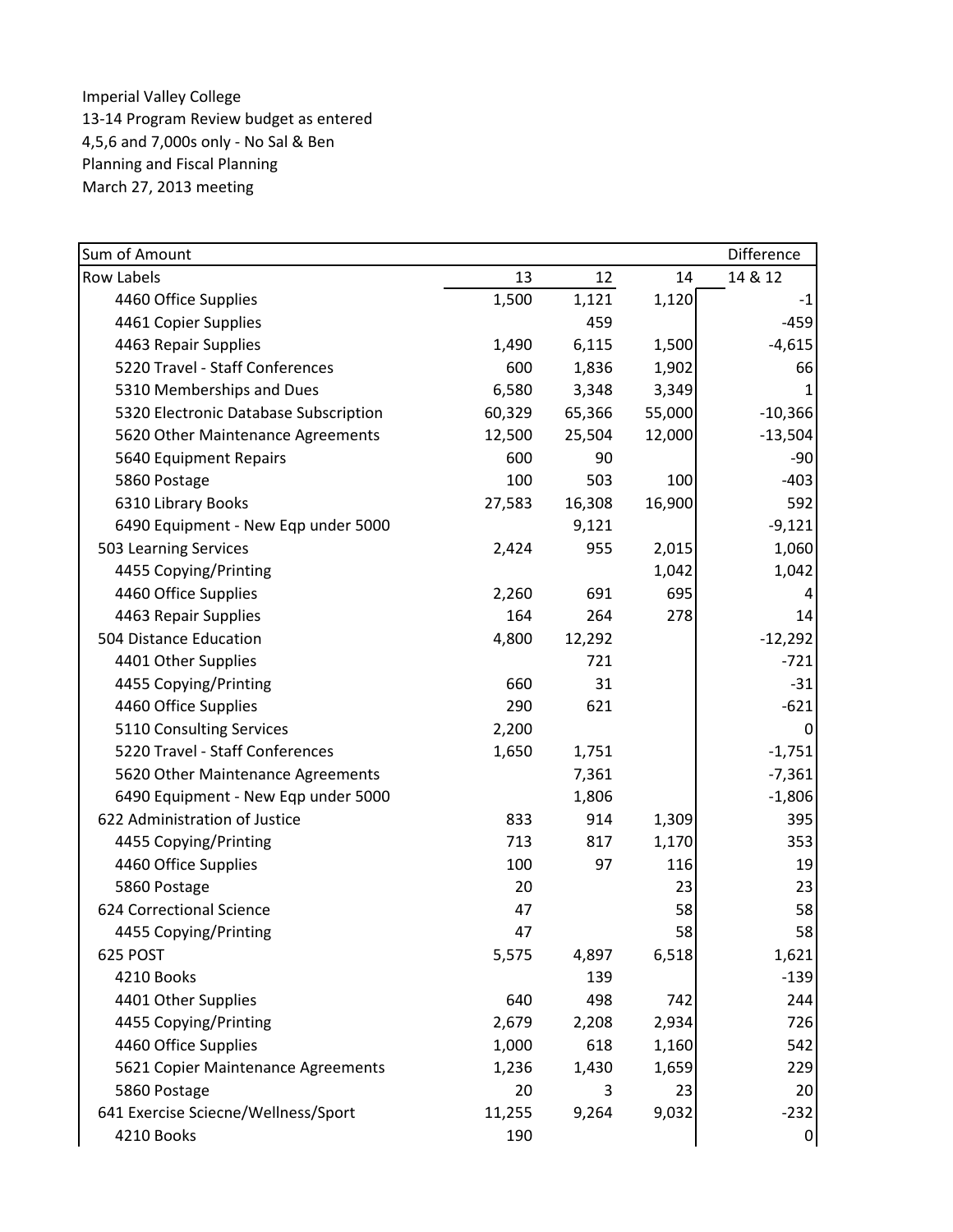Imperial Valley College
13-14 Program Review budget as entered
4,5,6 and 7,000s only - No Sal & Ben
Planning and Fiscal Planning
March 27, 2013 meeting

| Sum of Amount | | | | Difference |
|---|---|---|---|---|
| Row Labels | 13 | 12 | 14 | 14 & 12 |
| 4460 Office Supplies | 1,500 | 1,121 | 1,120 | -1 |
| 4461 Copier Supplies | | 459 | | -459 |
| 4463 Repair Supplies | 1,490 | 6,115 | 1,500 | -4,615 |
| 5220 Travel - Staff Conferences | 600 | 1,836 | 1,902 | 66 |
| 5310 Memberships and Dues | 6,580 | 3,348 | 3,349 | 1 |
| 5320 Electronic Database Subscription | 60,329 | 65,366 | 55,000 | -10,366 |
| 5620 Other Maintenance Agreements | 12,500 | 25,504 | 12,000 | -13,504 |
| 5640 Equipment Repairs | 600 | 90 | | -90 |
| 5860 Postage | 100 | 503 | 100 | -403 |
| 6310 Library Books | 27,583 | 16,308 | 16,900 | 592 |
| 6490 Equipment - New Eqp under 5000 | | 9,121 | | -9,121 |
| 503 Learning Services | 2,424 | 955 | 2,015 | 1,060 |
| 4455 Copying/Printing | | | 1,042 | 1,042 |
| 4460 Office Supplies | 2,260 | 691 | 695 | 4 |
| 4463 Repair Supplies | 164 | 264 | 278 | 14 |
| 504 Distance Education | 4,800 | 12,292 | | -12,292 |
| 4401 Other Supplies | | 721 | | -721 |
| 4455 Copying/Printing | 660 | 31 | | -31 |
| 4460 Office Supplies | 290 | 621 | | -621 |
| 5110 Consulting Services | 2,200 | | | 0 |
| 5220 Travel - Staff Conferences | 1,650 | 1,751 | | -1,751 |
| 5620 Other Maintenance Agreements | | 7,361 | | -7,361 |
| 6490 Equipment - New Eqp under 5000 | | 1,806 | | -1,806 |
| 622 Administration of Justice | 833 | 914 | 1,309 | 395 |
| 4455 Copying/Printing | 713 | 817 | 1,170 | 353 |
| 4460 Office Supplies | 100 | 97 | 116 | 19 |
| 5860 Postage | 20 | | 23 | 23 |
| 624 Correctional Science | 47 | | 58 | 58 |
| 4455 Copying/Printing | 47 | | 58 | 58 |
| 625 POST | 5,575 | 4,897 | 6,518 | 1,621 |
| 4210 Books | | 139 | | -139 |
| 4401 Other Supplies | 640 | 498 | 742 | 244 |
| 4455 Copying/Printing | 2,679 | 2,208 | 2,934 | 726 |
| 4460 Office Supplies | 1,000 | 618 | 1,160 | 542 |
| 5621 Copier Maintenance Agreements | 1,236 | 1,430 | 1,659 | 229 |
| 5860 Postage | 20 | 3 | 23 | 20 |
| 641 Exercise Sciecne/Wellness/Sport | 11,255 | 9,264 | 9,032 | -232 |
| 4210 Books | 190 | | | 0 |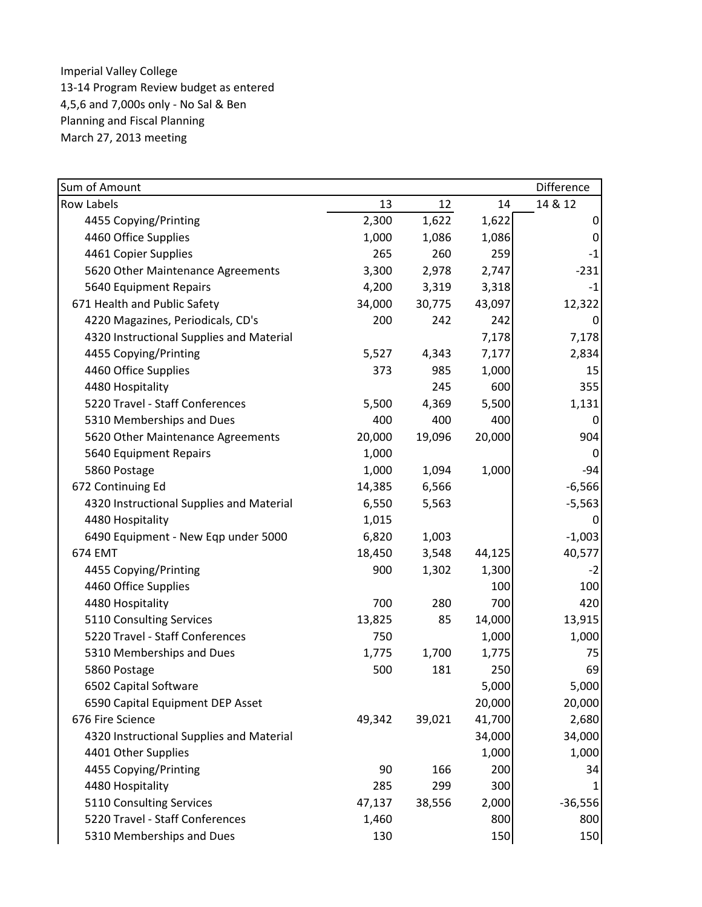Imperial Valley College
13-14 Program Review budget as entered
4,5,6 and 7,000s only - No Sal & Ben
Planning and Fiscal Planning
March 27, 2013 meeting

| Sum of Amount | | | | Difference |
|---|---|---|---|---|
| Row Labels | 13 | 12 | 14 | 14 & 12 |
| 4455 Copying/Printing | 2,300 | 1,622 | 1,622 | 0 |
| 4460 Office Supplies | 1,000 | 1,086 | 1,086 | 0 |
| 4461 Copier Supplies | 265 | 260 | 259 | -1 |
| 5620 Other Maintenance Agreements | 3,300 | 2,978 | 2,747 | -231 |
| 5640 Equipment Repairs | 4,200 | 3,319 | 3,318 | -1 |
| 671 Health and Public Safety | 34,000 | 30,775 | 43,097 | 12,322 |
| 4220 Magazines, Periodicals, CD's | 200 | 242 | 242 | 0 |
| 4320 Instructional Supplies and Material | | | 7,178 | 7,178 |
| 4455 Copying/Printing | 5,527 | 4,343 | 7,177 | 2,834 |
| 4460 Office Supplies | 373 | 985 | 1,000 | 15 |
| 4480 Hospitality | | 245 | 600 | 355 |
| 5220 Travel - Staff Conferences | 5,500 | 4,369 | 5,500 | 1,131 |
| 5310 Memberships and Dues | 400 | 400 | 400 | 0 |
| 5620 Other Maintenance Agreements | 20,000 | 19,096 | 20,000 | 904 |
| 5640 Equipment Repairs | 1,000 | | | 0 |
| 5860 Postage | 1,000 | 1,094 | 1,000 | -94 |
| 672 Continuing Ed | 14,385 | 6,566 | | -6,566 |
| 4320 Instructional Supplies and Material | 6,550 | 5,563 | | -5,563 |
| 4480 Hospitality | 1,015 | | | 0 |
| 6490 Equipment - New Eqp under 5000 | 6,820 | 1,003 | | -1,003 |
| 674 EMT | 18,450 | 3,548 | 44,125 | 40,577 |
| 4455 Copying/Printing | 900 | 1,302 | 1,300 | -2 |
| 4460 Office Supplies | | | 100 | 100 |
| 4480 Hospitality | 700 | 280 | 700 | 420 |
| 5110 Consulting Services | 13,825 | 85 | 14,000 | 13,915 |
| 5220 Travel - Staff Conferences | 750 | | 1,000 | 1,000 |
| 5310 Memberships and Dues | 1,775 | 1,700 | 1,775 | 75 |
| 5860 Postage | 500 | 181 | 250 | 69 |
| 6502 Capital Software | | | 5,000 | 5,000 |
| 6590 Capital Equipment DEP Asset | | | 20,000 | 20,000 |
| 676 Fire Science | 49,342 | 39,021 | 41,700 | 2,680 |
| 4320 Instructional Supplies and Material | | | 34,000 | 34,000 |
| 4401 Other Supplies | | | 1,000 | 1,000 |
| 4455 Copying/Printing | 90 | 166 | 200 | 34 |
| 4480 Hospitality | 285 | 299 | 300 | 1 |
| 5110 Consulting Services | 47,137 | 38,556 | 2,000 | -36,556 |
| 5220 Travel - Staff Conferences | 1,460 | | 800 | 800 |
| 5310 Memberships and Dues | 130 | | 150 | 150 |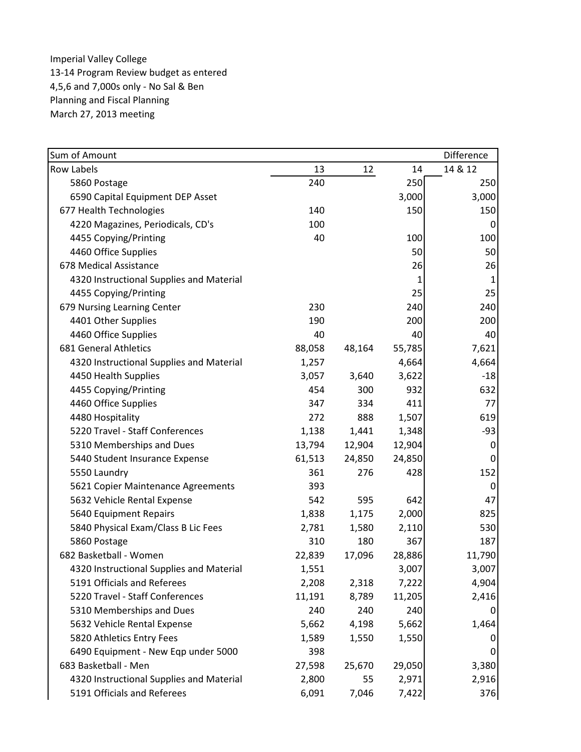Imperial Valley College
13-14 Program Review budget as entered
4,5,6 and 7,000s only - No Sal & Ben
Planning and Fiscal Planning
March 27, 2013 meeting

| Sum of Amount | | | | Difference |
|---|---|---|---|---|
| Row Labels | 13 | 12 | 14 | 14 & 12 |
| 5860 Postage | 240 | | 250 | 250 |
| 6590 Capital Equipment DEP Asset | | | 3,000 | 3,000 |
| 677 Health Technologies | 140 | | 150 | 150 |
| 4220 Magazines, Periodicals, CD's | 100 | | | 0 |
| 4455 Copying/Printing | 40 | | 100 | 100 |
| 4460 Office Supplies | | | 50 | 50 |
| 678 Medical Assistance | | | 26 | 26 |
| 4320 Instructional Supplies and Material | | | 1 | 1 |
| 4455 Copying/Printing | | | 25 | 25 |
| 679 Nursing Learning Center | 230 | | 240 | 240 |
| 4401 Other Supplies | 190 | | 200 | 200 |
| 4460 Office Supplies | 40 | | 40 | 40 |
| 681 General Athletics | 88,058 | 48,164 | 55,785 | 7,621 |
| 4320 Instructional Supplies and Material | 1,257 | | 4,664 | 4,664 |
| 4450 Health Supplies | 3,057 | 3,640 | 3,622 | -18 |
| 4455 Copying/Printing | 454 | 300 | 932 | 632 |
| 4460 Office Supplies | 347 | 334 | 411 | 77 |
| 4480 Hospitality | 272 | 888 | 1,507 | 619 |
| 5220 Travel - Staff Conferences | 1,138 | 1,441 | 1,348 | -93 |
| 5310 Memberships and Dues | 13,794 | 12,904 | 12,904 | 0 |
| 5440 Student Insurance Expense | 61,513 | 24,850 | 24,850 | 0 |
| 5550 Laundry | 361 | 276 | 428 | 152 |
| 5621 Copier Maintenance Agreements | 393 | | | 0 |
| 5632 Vehicle Rental Expense | 542 | 595 | 642 | 47 |
| 5640 Equipment Repairs | 1,838 | 1,175 | 2,000 | 825 |
| 5840 Physical Exam/Class B Lic Fees | 2,781 | 1,580 | 2,110 | 530 |
| 5860 Postage | 310 | 180 | 367 | 187 |
| 682 Basketball - Women | 22,839 | 17,096 | 28,886 | 11,790 |
| 4320 Instructional Supplies and Material | 1,551 | | 3,007 | 3,007 |
| 5191 Officials and Referees | 2,208 | 2,318 | 7,222 | 4,904 |
| 5220 Travel - Staff Conferences | 11,191 | 8,789 | 11,205 | 2,416 |
| 5310 Memberships and Dues | 240 | 240 | 240 | 0 |
| 5632 Vehicle Rental Expense | 5,662 | 4,198 | 5,662 | 1,464 |
| 5820 Athletics Entry Fees | 1,589 | 1,550 | 1,550 | 0 |
| 6490 Equipment - New Eqp under 5000 | 398 | | | 0 |
| 683 Basketball - Men | 27,598 | 25,670 | 29,050 | 3,380 |
| 4320 Instructional Supplies and Material | 2,800 | 55 | 2,971 | 2,916 |
| 5191 Officials and Referees | 6,091 | 7,046 | 7,422 | 376 |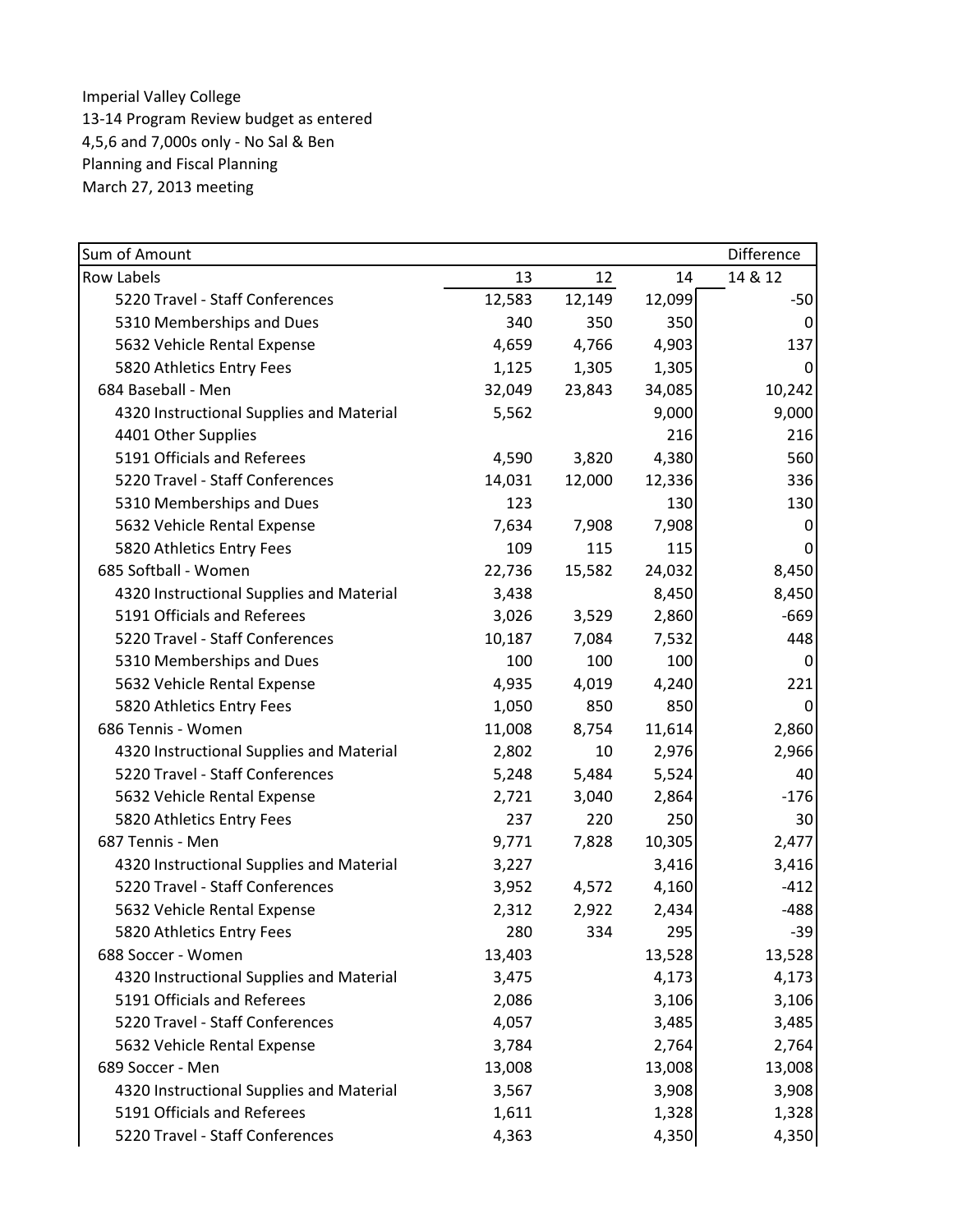Imperial Valley College
13-14 Program Review budget as entered
4,5,6 and 7,000s only - No Sal & Ben
Planning and Fiscal Planning
March 27, 2013 meeting

| Sum of Amount | | | | Difference |
|---|---|---|---|---|
| Row Labels | 13 | 12 | 14 | 14 & 12 |
| 5220 Travel - Staff Conferences | 12,583 | 12,149 | 12,099 | -50 |
| 5310 Memberships and Dues | 340 | 350 | 350 | 0 |
| 5632 Vehicle Rental Expense | 4,659 | 4,766 | 4,903 | 137 |
| 5820 Athletics Entry Fees | 1,125 | 1,305 | 1,305 | 0 |
| 684 Baseball - Men | 32,049 | 23,843 | 34,085 | 10,242 |
| 4320 Instructional Supplies and Material | 5,562 | | 9,000 | 9,000 |
| 4401 Other Supplies | | | 216 | 216 |
| 5191 Officials and Referees | 4,590 | 3,820 | 4,380 | 560 |
| 5220 Travel - Staff Conferences | 14,031 | 12,000 | 12,336 | 336 |
| 5310 Memberships and Dues | 123 | | 130 | 130 |
| 5632 Vehicle Rental Expense | 7,634 | 7,908 | 7,908 | 0 |
| 5820 Athletics Entry Fees | 109 | 115 | 115 | 0 |
| 685 Softball - Women | 22,736 | 15,582 | 24,032 | 8,450 |
| 4320 Instructional Supplies and Material | 3,438 | | 8,450 | 8,450 |
| 5191 Officials and Referees | 3,026 | 3,529 | 2,860 | -669 |
| 5220 Travel - Staff Conferences | 10,187 | 7,084 | 7,532 | 448 |
| 5310 Memberships and Dues | 100 | 100 | 100 | 0 |
| 5632 Vehicle Rental Expense | 4,935 | 4,019 | 4,240 | 221 |
| 5820 Athletics Entry Fees | 1,050 | 850 | 850 | 0 |
| 686 Tennis - Women | 11,008 | 8,754 | 11,614 | 2,860 |
| 4320 Instructional Supplies and Material | 2,802 | 10 | 2,976 | 2,966 |
| 5220 Travel - Staff Conferences | 5,248 | 5,484 | 5,524 | 40 |
| 5632 Vehicle Rental Expense | 2,721 | 3,040 | 2,864 | -176 |
| 5820 Athletics Entry Fees | 237 | 220 | 250 | 30 |
| 687 Tennis - Men | 9,771 | 7,828 | 10,305 | 2,477 |
| 4320 Instructional Supplies and Material | 3,227 | | 3,416 | 3,416 |
| 5220 Travel - Staff Conferences | 3,952 | 4,572 | 4,160 | -412 |
| 5632 Vehicle Rental Expense | 2,312 | 2,922 | 2,434 | -488 |
| 5820 Athletics Entry Fees | 280 | 334 | 295 | -39 |
| 688 Soccer - Women | 13,403 | | 13,528 | 13,528 |
| 4320 Instructional Supplies and Material | 3,475 | | 4,173 | 4,173 |
| 5191 Officials and Referees | 2,086 | | 3,106 | 3,106 |
| 5220 Travel - Staff Conferences | 4,057 | | 3,485 | 3,485 |
| 5632 Vehicle Rental Expense | 3,784 | | 2,764 | 2,764 |
| 689 Soccer - Men | 13,008 | | 13,008 | 13,008 |
| 4320 Instructional Supplies and Material | 3,567 | | 3,908 | 3,908 |
| 5191 Officials and Referees | 1,611 | | 1,328 | 1,328 |
| 5220 Travel - Staff Conferences | 4,363 | | 4,350 | 4,350 |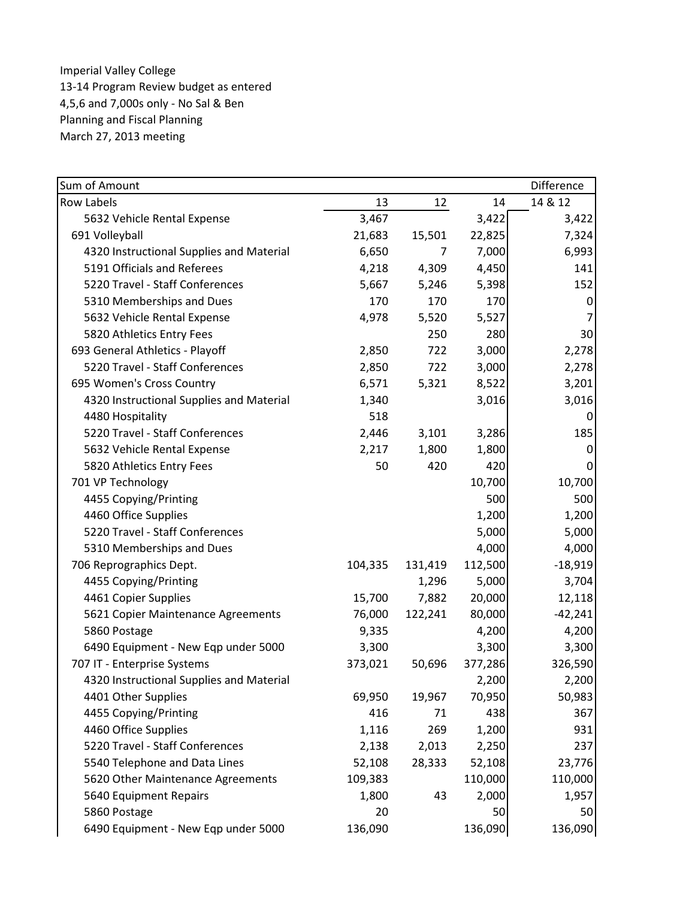Imperial Valley College
13-14 Program Review budget as entered
4,5,6 and 7,000s only - No Sal & Ben
Planning and Fiscal Planning
March 27, 2013 meeting

| Sum of Amount | | | | Difference |
|---|---|---|---|---|
| Row Labels | 13 | 12 | 14 | 14 & 12 |
| 5632 Vehicle Rental Expense | 3,467 | | 3,422 | 3,422 |
| 691 Volleyball | 21,683 | 15,501 | 22,825 | 7,324 |
| 4320 Instructional Supplies and Material | 6,650 | 7 | 7,000 | 6,993 |
| 5191 Officials and Referees | 4,218 | 4,309 | 4,450 | 141 |
| 5220 Travel - Staff Conferences | 5,667 | 5,246 | 5,398 | 152 |
| 5310 Memberships and Dues | 170 | 170 | 170 | 0 |
| 5632 Vehicle Rental Expense | 4,978 | 5,520 | 5,527 | 7 |
| 5820 Athletics Entry Fees | | 250 | 280 | 30 |
| 693 General Athletics - Playoff | 2,850 | 722 | 3,000 | 2,278 |
| 5220 Travel - Staff Conferences | 2,850 | 722 | 3,000 | 2,278 |
| 695 Women's Cross Country | 6,571 | 5,321 | 8,522 | 3,201 |
| 4320 Instructional Supplies and Material | 1,340 | | 3,016 | 3,016 |
| 4480 Hospitality | 518 | | | 0 |
| 5220 Travel - Staff Conferences | 2,446 | 3,101 | 3,286 | 185 |
| 5632 Vehicle Rental Expense | 2,217 | 1,800 | 1,800 | 0 |
| 5820 Athletics Entry Fees | 50 | 420 | 420 | 0 |
| 701 VP Technology | | | 10,700 | 10,700 |
| 4455 Copying/Printing | | | 500 | 500 |
| 4460 Office Supplies | | | 1,200 | 1,200 |
| 5220 Travel - Staff Conferences | | | 5,000 | 5,000 |
| 5310 Memberships and Dues | | | 4,000 | 4,000 |
| 706 Reprographics Dept. | 104,335 | 131,419 | 112,500 | -18,919 |
| 4455 Copying/Printing | | 1,296 | 5,000 | 3,704 |
| 4461 Copier Supplies | 15,700 | 7,882 | 20,000 | 12,118 |
| 5621 Copier Maintenance Agreements | 76,000 | 122,241 | 80,000 | -42,241 |
| 5860 Postage | 9,335 | | 4,200 | 4,200 |
| 6490 Equipment - New Eqp under 5000 | 3,300 | | 3,300 | 3,300 |
| 707 IT - Enterprise Systems | 373,021 | 50,696 | 377,286 | 326,590 |
| 4320 Instructional Supplies and Material | | | 2,200 | 2,200 |
| 4401 Other Supplies | 69,950 | 19,967 | 70,950 | 50,983 |
| 4455 Copying/Printing | 416 | 71 | 438 | 367 |
| 4460 Office Supplies | 1,116 | 269 | 1,200 | 931 |
| 5220 Travel - Staff Conferences | 2,138 | 2,013 | 2,250 | 237 |
| 5540 Telephone and Data Lines | 52,108 | 28,333 | 52,108 | 23,776 |
| 5620 Other Maintenance Agreements | 109,383 | | 110,000 | 110,000 |
| 5640 Equipment Repairs | 1,800 | 43 | 2,000 | 1,957 |
| 5860 Postage | 20 | | 50 | 50 |
| 6490 Equipment - New Eqp under 5000 | 136,090 | | 136,090 | 136,090 |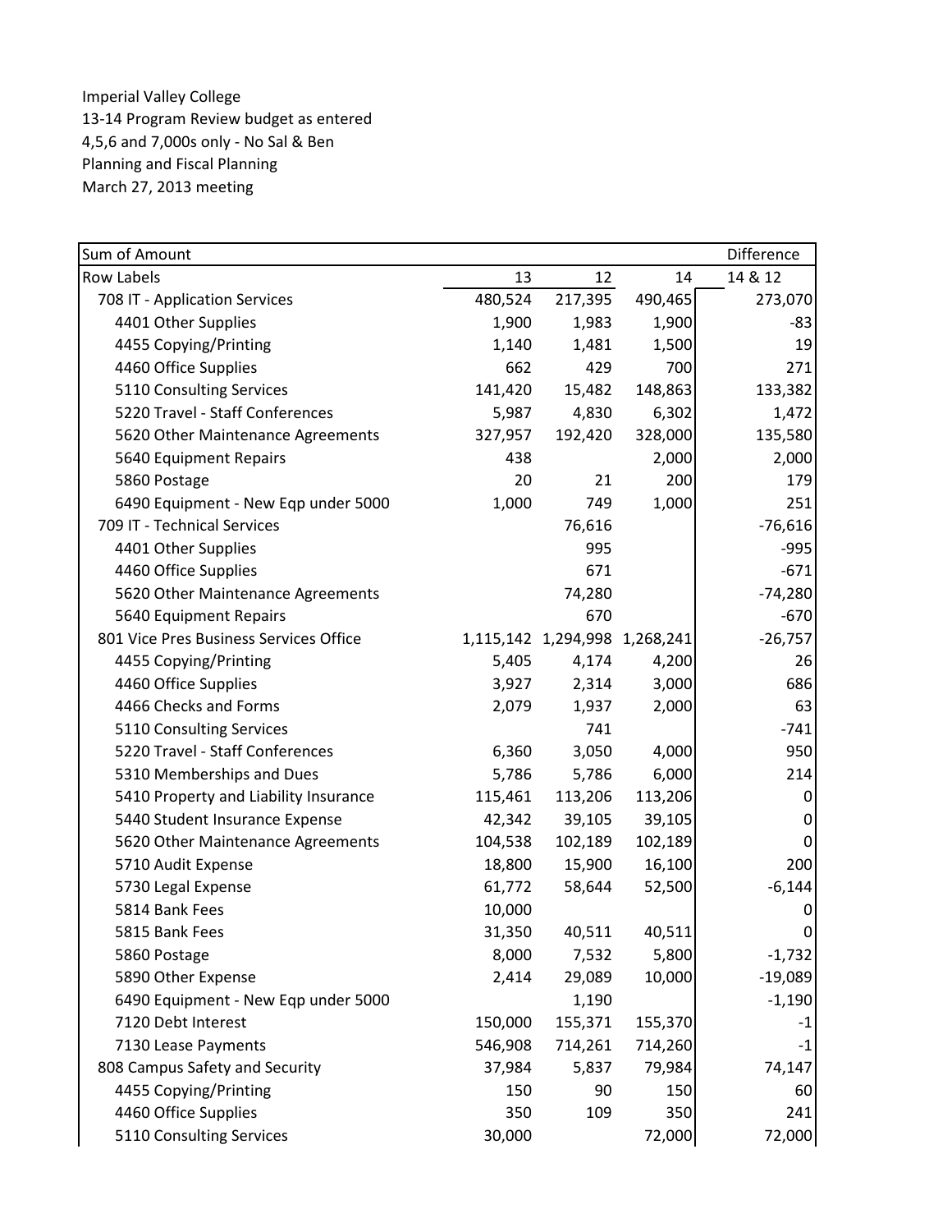Imperial Valley College
13-14 Program Review budget as entered
4,5,6 and 7,000s only - No Sal & Ben
Planning and Fiscal Planning
March 27, 2013 meeting

| Sum of Amount | | | | Difference |
|---|---|---|---|---|
| Row Labels | 13 | 12 | 14 | 14 & 12 |
| 708 IT - Application Services | 480,524 | 217,395 | 490,465 | 273,070 |
| 4401 Other Supplies | 1,900 | 1,983 | 1,900 | -83 |
| 4455 Copying/Printing | 1,140 | 1,481 | 1,500 | 19 |
| 4460 Office Supplies | 662 | 429 | 700 | 271 |
| 5110 Consulting Services | 141,420 | 15,482 | 148,863 | 133,382 |
| 5220 Travel - Staff Conferences | 5,987 | 4,830 | 6,302 | 1,472 |
| 5620 Other Maintenance Agreements | 327,957 | 192,420 | 328,000 | 135,580 |
| 5640 Equipment Repairs | 438 | | 2,000 | 2,000 |
| 5860 Postage | 20 | 21 | 200 | 179 |
| 6490 Equipment - New Eqp under 5000 | 1,000 | 749 | 1,000 | 251 |
| 709 IT - Technical Services | | 76,616 | | -76,616 |
| 4401 Other Supplies | | 995 | | -995 |
| 4460 Office Supplies | | 671 | | -671 |
| 5620 Other Maintenance Agreements | | 74,280 | | -74,280 |
| 5640 Equipment Repairs | | 670 | | -670 |
| 801 Vice Pres Business Services Office | 1,115,142 | 1,294,998 | 1,268,241 | -26,757 |
| 4455 Copying/Printing | 5,405 | 4,174 | 4,200 | 26 |
| 4460 Office Supplies | 3,927 | 2,314 | 3,000 | 686 |
| 4466 Checks and Forms | 2,079 | 1,937 | 2,000 | 63 |
| 5110 Consulting Services | | 741 | | -741 |
| 5220 Travel - Staff Conferences | 6,360 | 3,050 | 4,000 | 950 |
| 5310 Memberships and Dues | 5,786 | 5,786 | 6,000 | 214 |
| 5410 Property and Liability Insurance | 115,461 | 113,206 | 113,206 | 0 |
| 5440 Student Insurance Expense | 42,342 | 39,105 | 39,105 | 0 |
| 5620 Other Maintenance Agreements | 104,538 | 102,189 | 102,189 | 0 |
| 5710 Audit Expense | 18,800 | 15,900 | 16,100 | 200 |
| 5730 Legal Expense | 61,772 | 58,644 | 52,500 | -6,144 |
| 5814 Bank Fees | 10,000 | | | 0 |
| 5815 Bank Fees | 31,350 | 40,511 | 40,511 | 0 |
| 5860 Postage | 8,000 | 7,532 | 5,800 | -1,732 |
| 5890 Other Expense | 2,414 | 29,089 | 10,000 | -19,089 |
| 6490 Equipment - New Eqp under 5000 | | 1,190 | | -1,190 |
| 7120 Debt Interest | 150,000 | 155,371 | 155,370 | -1 |
| 7130 Lease Payments | 546,908 | 714,261 | 714,260 | -1 |
| 808 Campus Safety and Security | 37,984 | 5,837 | 79,984 | 74,147 |
| 4455 Copying/Printing | 150 | 90 | 150 | 60 |
| 4460 Office Supplies | 350 | 109 | 350 | 241 |
| 5110 Consulting Services | 30,000 | | 72,000 | 72,000 |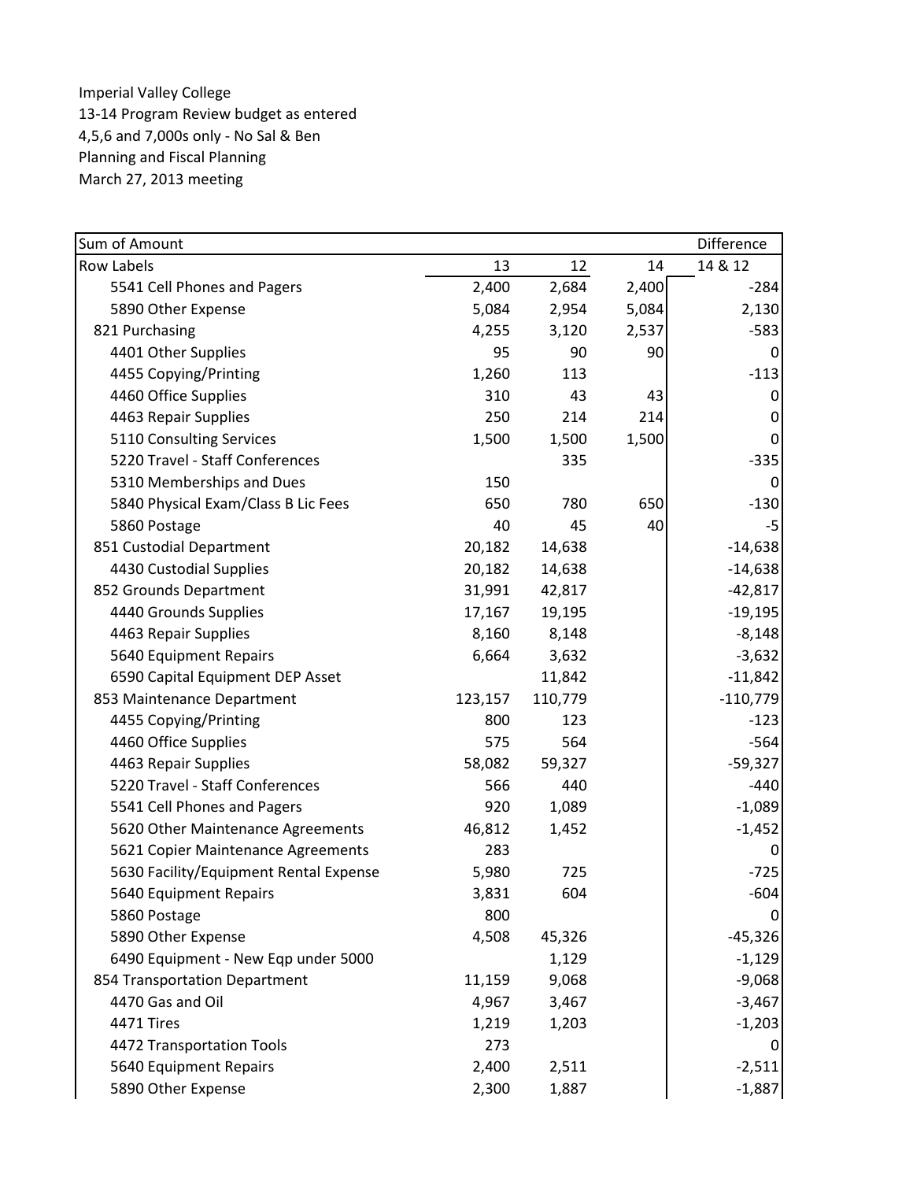Imperial Valley College
13-14 Program Review budget as entered
4,5,6 and 7,000s only - No Sal & Ben
Planning and Fiscal Planning
March 27, 2013 meeting

| Sum of Amount | | | | Difference |
|---|---|---|---|---|
| Row Labels | 13 | 12 | 14 | 14 & 12 |
| 5541 Cell Phones and Pagers | 2,400 | 2,684 | 2,400 | -284 |
| 5890 Other Expense | 5,084 | 2,954 | 5,084 | 2,130 |
| 821 Purchasing | 4,255 | 3,120 | 2,537 | -583 |
| 4401 Other Supplies | 95 | 90 | 90 | 0 |
| 4455 Copying/Printing | 1,260 | 113 | | -113 |
| 4460 Office Supplies | 310 | 43 | 43 | 0 |
| 4463 Repair Supplies | 250 | 214 | 214 | 0 |
| 5110 Consulting Services | 1,500 | 1,500 | 1,500 | 0 |
| 5220 Travel - Staff Conferences | | 335 | | -335 |
| 5310 Memberships and Dues | 150 | | | 0 |
| 5840 Physical Exam/Class B Lic Fees | 650 | 780 | 650 | -130 |
| 5860 Postage | 40 | 45 | 40 | -5 |
| 851 Custodial Department | 20,182 | 14,638 | | -14,638 |
| 4430 Custodial Supplies | 20,182 | 14,638 | | -14,638 |
| 852 Grounds Department | 31,991 | 42,817 | | -42,817 |
| 4440 Grounds Supplies | 17,167 | 19,195 | | -19,195 |
| 4463 Repair Supplies | 8,160 | 8,148 | | -8,148 |
| 5640 Equipment Repairs | 6,664 | 3,632 | | -3,632 |
| 6590 Capital Equipment DEP Asset | | 11,842 | | -11,842 |
| 853 Maintenance Department | 123,157 | 110,779 | | -110,779 |
| 4455 Copying/Printing | 800 | 123 | | -123 |
| 4460 Office Supplies | 575 | 564 | | -564 |
| 4463 Repair Supplies | 58,082 | 59,327 | | -59,327 |
| 5220 Travel - Staff Conferences | 566 | 440 | | -440 |
| 5541 Cell Phones and Pagers | 920 | 1,089 | | -1,089 |
| 5620 Other Maintenance Agreements | 46,812 | 1,452 | | -1,452 |
| 5621 Copier Maintenance Agreements | 283 | | | 0 |
| 5630 Facility/Equipment Rental Expense | 5,980 | 725 | | -725 |
| 5640 Equipment Repairs | 3,831 | 604 | | -604 |
| 5860 Postage | 800 | | | 0 |
| 5890 Other Expense | 4,508 | 45,326 | | -45,326 |
| 6490 Equipment - New Eqp under 5000 | | 1,129 | | -1,129 |
| 854 Transportation Department | 11,159 | 9,068 | | -9,068 |
| 4470 Gas and Oil | 4,967 | 3,467 | | -3,467 |
| 4471 Tires | 1,219 | 1,203 | | -1,203 |
| 4472 Transportation Tools | 273 | | | 0 |
| 5640 Equipment Repairs | 2,400 | 2,511 | | -2,511 |
| 5890 Other Expense | 2,300 | 1,887 | | -1,887 |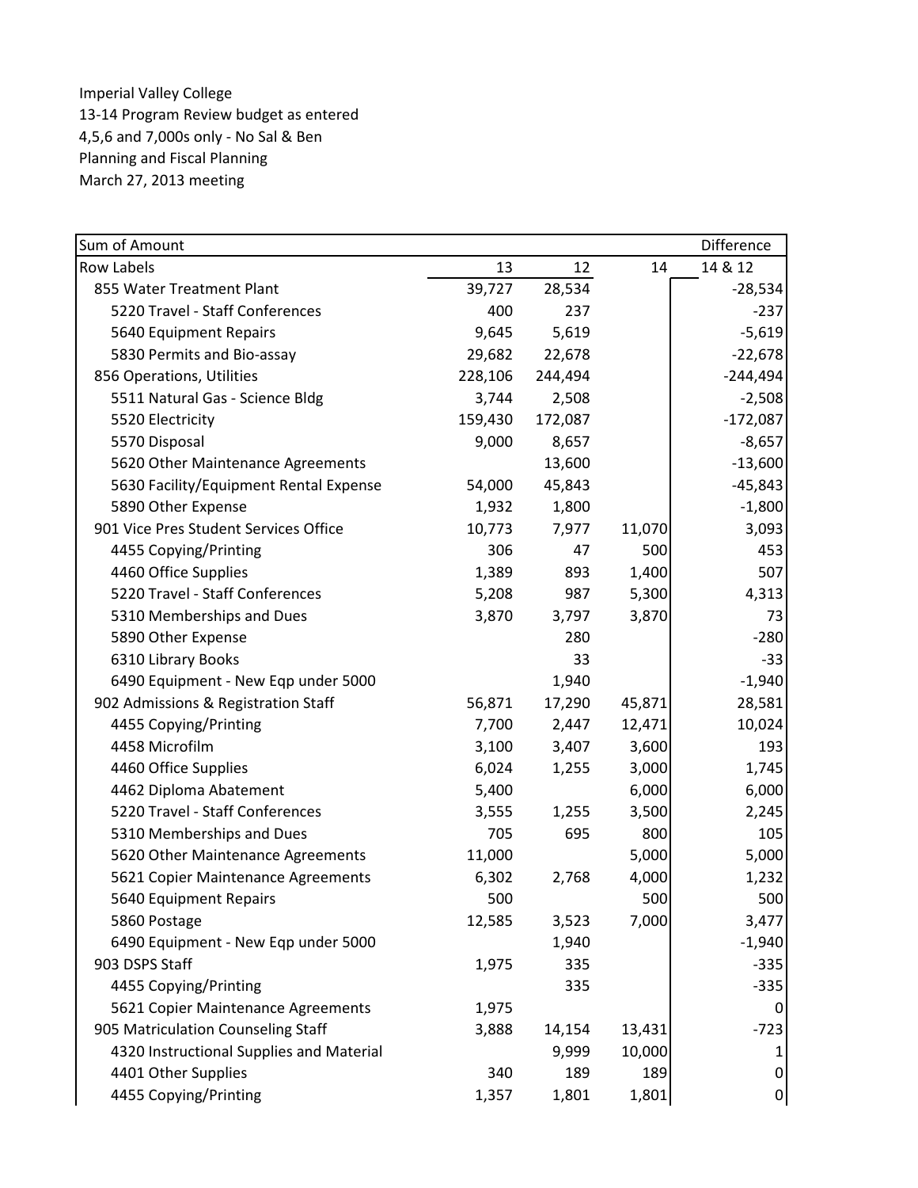Imperial Valley College
13-14 Program Review budget as entered
4,5,6 and 7,000s only - No Sal & Ben
Planning and Fiscal Planning
March 27, 2013 meeting

| Sum of Amount | | | | Difference |
|---|---|---|---|---|
| Row Labels | 13 | 12 | 14 | 14 & 12 |
| 855 Water Treatment Plant | 39,727 | 28,534 | | -28,534 |
| 5220 Travel - Staff Conferences | 400 | 237 | | -237 |
| 5640 Equipment Repairs | 9,645 | 5,619 | | -5,619 |
| 5830 Permits and Bio-assay | 29,682 | 22,678 | | -22,678 |
| 856 Operations, Utilities | 228,106 | 244,494 | | -244,494 |
| 5511 Natural Gas - Science Bldg | 3,744 | 2,508 | | -2,508 |
| 5520 Electricity | 159,430 | 172,087 | | -172,087 |
| 5570 Disposal | 9,000 | 8,657 | | -8,657 |
| 5620 Other Maintenance Agreements | | 13,600 | | -13,600 |
| 5630 Facility/Equipment Rental Expense | 54,000 | 45,843 | | -45,843 |
| 5890 Other Expense | 1,932 | 1,800 | | -1,800 |
| 901 Vice Pres Student Services Office | 10,773 | 7,977 | 11,070 | 3,093 |
| 4455 Copying/Printing | 306 | 47 | 500 | 453 |
| 4460 Office Supplies | 1,389 | 893 | 1,400 | 507 |
| 5220 Travel - Staff Conferences | 5,208 | 987 | 5,300 | 4,313 |
| 5310 Memberships and Dues | 3,870 | 3,797 | 3,870 | 73 |
| 5890 Other Expense | | 280 | | -280 |
| 6310 Library Books | | 33 | | -33 |
| 6490 Equipment - New Eqp under 5000 | | 1,940 | | -1,940 |
| 902 Admissions & Registration Staff | 56,871 | 17,290 | 45,871 | 28,581 |
| 4455 Copying/Printing | 7,700 | 2,447 | 12,471 | 10,024 |
| 4458 Microfilm | 3,100 | 3,407 | 3,600 | 193 |
| 4460 Office Supplies | 6,024 | 1,255 | 3,000 | 1,745 |
| 4462 Diploma Abatement | 5,400 | | 6,000 | 6,000 |
| 5220 Travel - Staff Conferences | 3,555 | 1,255 | 3,500 | 2,245 |
| 5310 Memberships and Dues | 705 | 695 | 800 | 105 |
| 5620 Other Maintenance Agreements | 11,000 | | 5,000 | 5,000 |
| 5621 Copier Maintenance Agreements | 6,302 | 2,768 | 4,000 | 1,232 |
| 5640 Equipment Repairs | 500 | | 500 | 500 |
| 5860 Postage | 12,585 | 3,523 | 7,000 | 3,477 |
| 6490 Equipment - New Eqp under 5000 | | 1,940 | | -1,940 |
| 903 DSPS Staff | 1,975 | 335 | | -335 |
| 4455 Copying/Printing | | 335 | | -335 |
| 5621 Copier Maintenance Agreements | 1,975 | | | 0 |
| 905 Matriculation Counseling Staff | 3,888 | 14,154 | 13,431 | -723 |
| 4320 Instructional Supplies and Material | | 9,999 | 10,000 | 1 |
| 4401 Other Supplies | 340 | 189 | 189 | 0 |
| 4455 Copying/Printing | 1,357 | 1,801 | 1,801 | 0 |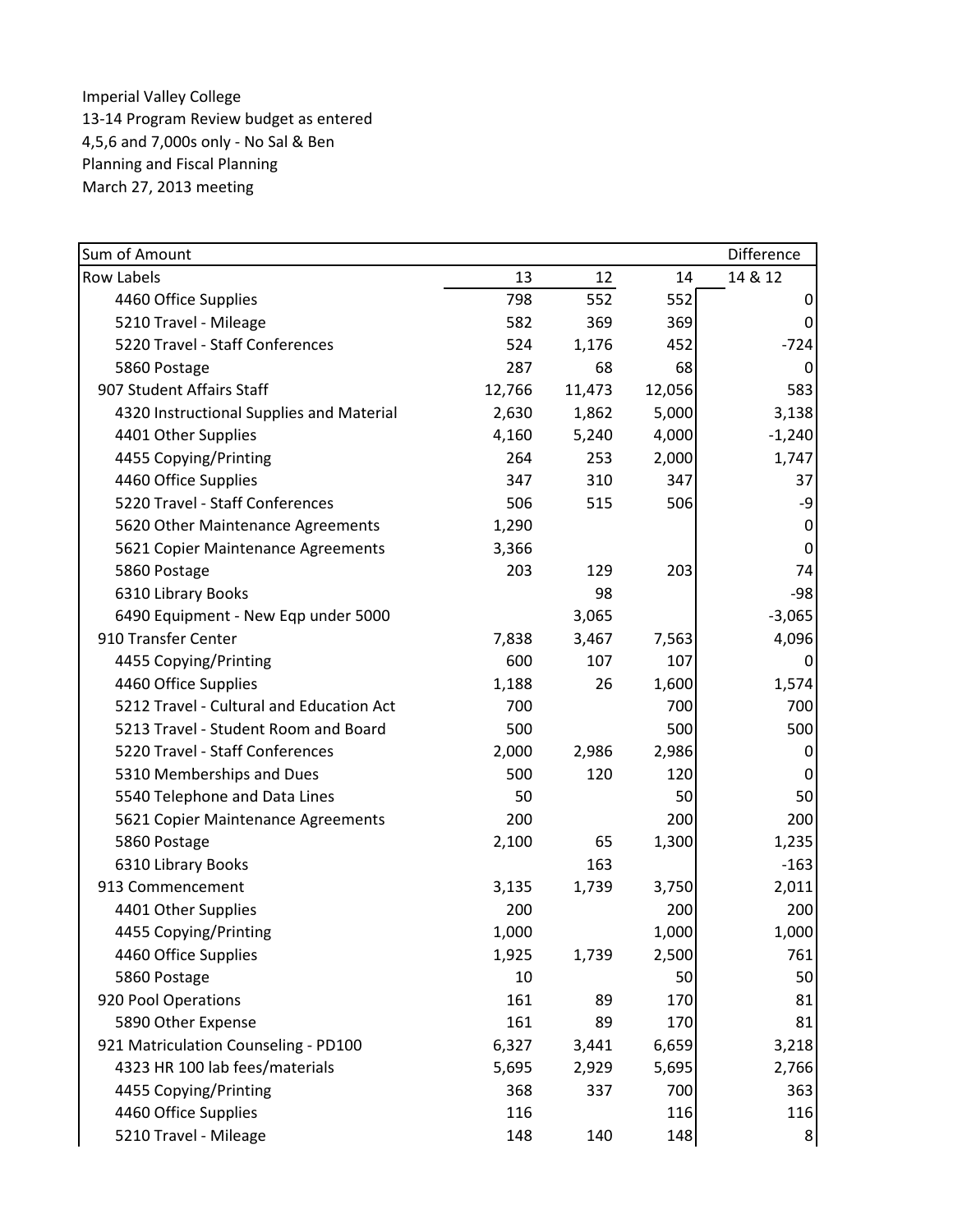Imperial Valley College
13-14 Program Review budget as entered
4,5,6 and 7,000s only - No Sal & Ben
Planning and Fiscal Planning
March 27, 2013 meeting

| Sum of Amount | | | | Difference |
|---|---|---|---|---|
| Row Labels | 13 | 12 | 14 | 14 & 12 |
| 4460 Office Supplies | 798 | 552 | 552 | 0 |
| 5210 Travel - Mileage | 582 | 369 | 369 | 0 |
| 5220 Travel - Staff Conferences | 524 | 1,176 | 452 | -724 |
| 5860 Postage | 287 | 68 | 68 | 0 |
| 907 Student Affairs Staff | 12,766 | 11,473 | 12,056 | 583 |
| 4320 Instructional Supplies and Material | 2,630 | 1,862 | 5,000 | 3,138 |
| 4401 Other Supplies | 4,160 | 5,240 | 4,000 | -1,240 |
| 4455 Copying/Printing | 264 | 253 | 2,000 | 1,747 |
| 4460 Office Supplies | 347 | 310 | 347 | 37 |
| 5220 Travel - Staff Conferences | 506 | 515 | 506 | -9 |
| 5620 Other Maintenance Agreements | 1,290 | | | 0 |
| 5621 Copier Maintenance Agreements | 3,366 | | | 0 |
| 5860 Postage | 203 | 129 | 203 | 74 |
| 6310 Library Books | | 98 | | -98 |
| 6490 Equipment - New Eqp under 5000 | | 3,065 | | -3,065 |
| 910 Transfer Center | 7,838 | 3,467 | 7,563 | 4,096 |
| 4455 Copying/Printing | 600 | 107 | 107 | 0 |
| 4460 Office Supplies | 1,188 | 26 | 1,600 | 1,574 |
| 5212 Travel - Cultural and Education Act | 700 | | 700 | 700 |
| 5213 Travel - Student Room and Board | 500 | | 500 | 500 |
| 5220 Travel - Staff Conferences | 2,000 | 2,986 | 2,986 | 0 |
| 5310 Memberships and Dues | 500 | 120 | 120 | 0 |
| 5540 Telephone and Data Lines | 50 | | 50 | 50 |
| 5621 Copier Maintenance Agreements | 200 | | 200 | 200 |
| 5860 Postage | 2,100 | 65 | 1,300 | 1,235 |
| 6310 Library Books | | 163 | | -163 |
| 913 Commencement | 3,135 | 1,739 | 3,750 | 2,011 |
| 4401 Other Supplies | 200 | | 200 | 200 |
| 4455 Copying/Printing | 1,000 | | 1,000 | 1,000 |
| 4460 Office Supplies | 1,925 | 1,739 | 2,500 | 761 |
| 5860 Postage | 10 | | 50 | 50 |
| 920 Pool Operations | 161 | 89 | 170 | 81 |
| 5890 Other Expense | 161 | 89 | 170 | 81 |
| 921 Matriculation Counseling - PD100 | 6,327 | 3,441 | 6,659 | 3,218 |
| 4323 HR 100 lab fees/materials | 5,695 | 2,929 | 5,695 | 2,766 |
| 4455 Copying/Printing | 368 | 337 | 700 | 363 |
| 4460 Office Supplies | 116 | | 116 | 116 |
| 5210 Travel - Mileage | 148 | 140 | 148 | 8 |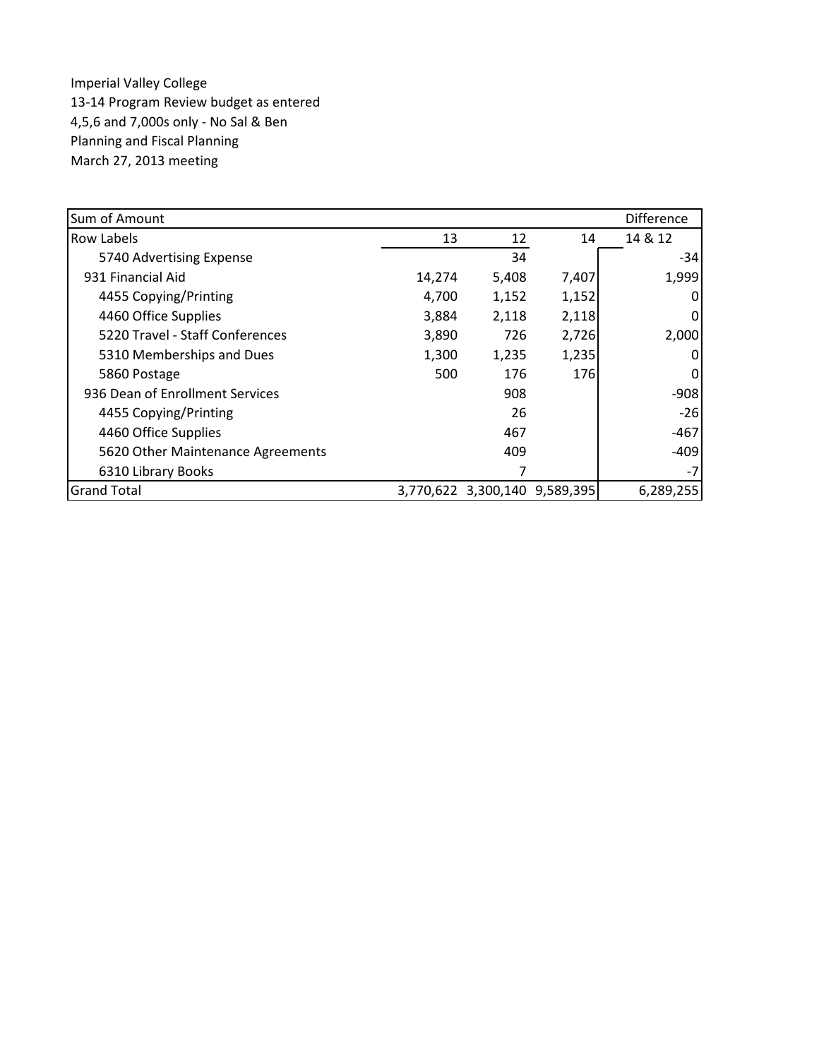Imperial Valley College
13-14 Program Review budget as entered
4,5,6 and 7,000s only - No Sal & Ben
Planning and Fiscal Planning
March 27, 2013 meeting

| Sum of Amount | | | | Difference |
|---|---|---|---|---|
| Row Labels | 13 | 12 | 14 | 14 & 12 |
| 5740 Advertising Expense | | 34 | | -34 |
| 931 Financial Aid | 14,274 | 5,408 | 7,407 | 1,999 |
| 4455 Copying/Printing | 4,700 | 1,152 | 1,152 | 0 |
| 4460 Office Supplies | 3,884 | 2,118 | 2,118 | 0 |
| 5220 Travel - Staff Conferences | 3,890 | 726 | 2,726 | 2,000 |
| 5310 Memberships and Dues | 1,300 | 1,235 | 1,235 | 0 |
| 5860 Postage | 500 | 176 | 176 | 0 |
| 936 Dean of Enrollment Services | | 908 | | -908 |
| 4455 Copying/Printing | | 26 | | -26 |
| 4460 Office Supplies | | 467 | | -467 |
| 5620 Other Maintenance Agreements | | 409 | | -409 |
| 6310 Library Books | | 7 | | -7 |
| Grand Total | 3,770,622 | 3,300,140 | 9,589,395 | 6,289,255 |